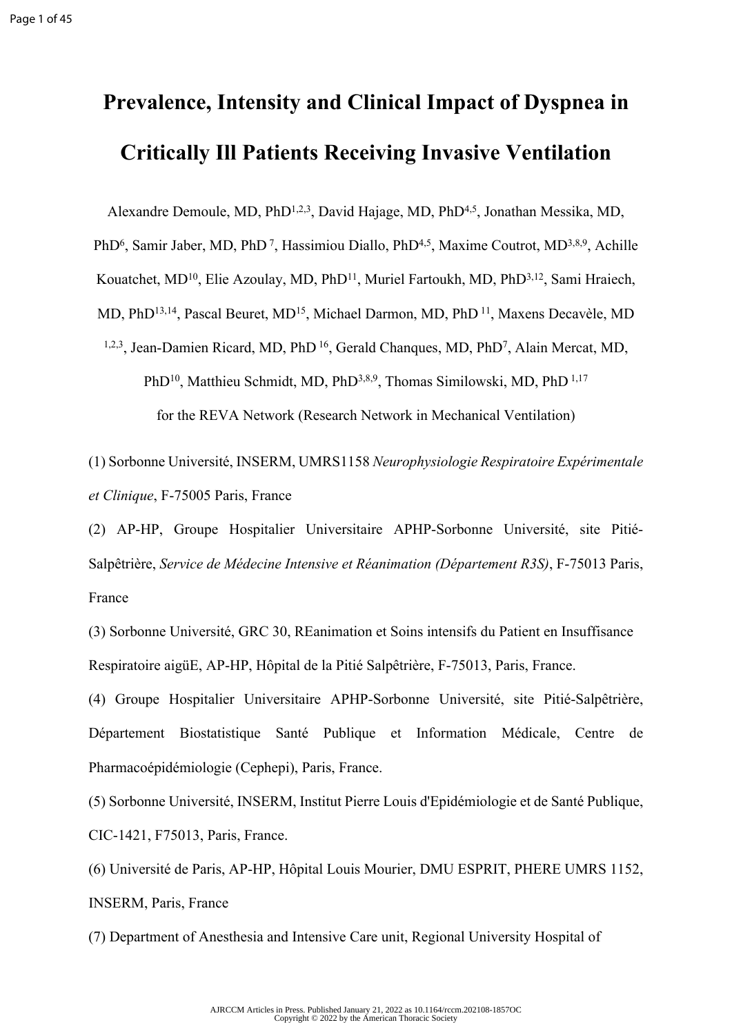# Prevalence, Intensity and Clinical Impact of Dyspnea in Critically Ill Patients Receiving Invasive Ventilation

Alexandre Demoule, MD, PhD[1,2,3], David Hajage, MD, PhD[4,5], Jonathan Messika, MD, PhD[6], Samir Jaber, MD, PhD [7], Hassimiou Diallo, PhD[4,5], Maxime Coutrot, MD[3,8,9], Achille Kouatchet, MD[10], Elie Azoulay, MD, PhD[11], Muriel Fartoukh, MD, PhD[3,12], Sami Hraiech, MD, PhD[13,14], Pascal Beuret, MD[15], Michael Darmon, MD, PhD [11], Maxens Decavèle, MD [1,2,3], Jean-Damien Ricard, MD, PhD [16], Gerald Chanques, MD, PhD[7], Alain Mercat, MD, PhD[10], Matthieu Schmidt, MD, PhD[3,8,9], Thomas Similowski, MD, PhD [1,17]

for the REVA Network (Research Network in Mechanical Ventilation)

(1) Sorbonne Université, INSERM, UMRS1158 *Neurophysiologie Respiratoire Expérimentale et Clinique*, F-75005 Paris, France

(2) AP-HP, Groupe Hospitalier Universitaire APHP-Sorbonne Université, site Pitié-Salpêtrière, *Service de Médecine Intensive et Réanimation (Département R3S)*, F-75013 Paris, France

(3) Sorbonne Université, GRC 30, REanimation et Soins intensifs du Patient en Insuffisance Respiratoire aigüE, AP-HP, Hôpital de la Pitié Salpêtrière, F-75013, Paris, France.

(4) Groupe Hospitalier Universitaire APHP-Sorbonne Université, site Pitié-Salpêtrière, Département Biostatistique Santé Publique et Information Médicale, Centre de Pharmacoépidémiologie (Cephepi), Paris, France.

(5) Sorbonne Université, INSERM, Institut Pierre Louis d'Epidémiologie et de Santé Publique, CIC-1421, F75013, Paris, France.

(6) Université de Paris, AP-HP, Hôpital Louis Mourier, DMU ESPRIT, PHERE UMRS 1152, INSERM, Paris, France

(7) Department of Anesthesia and Intensive Care unit, Regional University Hospital of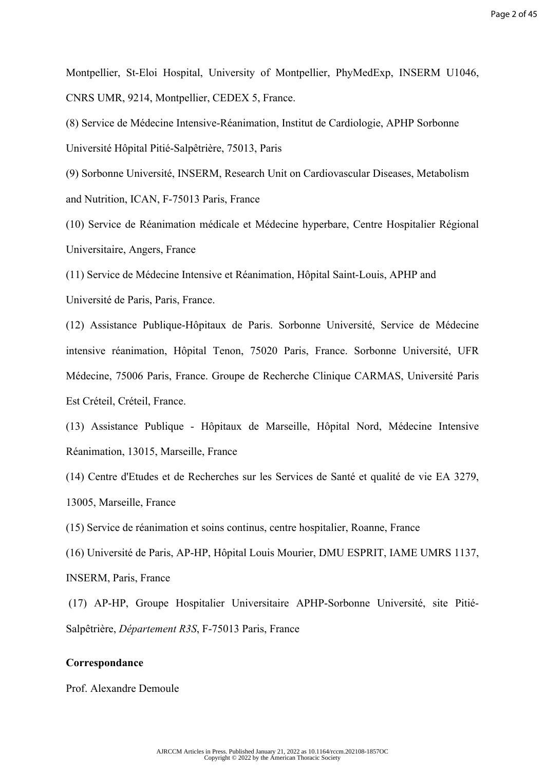Montpellier, St-Eloi Hospital, University of Montpellier, PhyMedExp, INSERM U1046, CNRS UMR, 9214, Montpellier, CEDEX 5, France.

(8) Service de Médecine Intensive-Réanimation, Institut de Cardiologie, APHP Sorbonne Université Hôpital Pitié-Salpêtrière, 75013, Paris

(9) Sorbonne Université, INSERM, Research Unit on Cardiovascular Diseases, Metabolism and Nutrition, ICAN, F-75013 Paris, France

(10) Service de Réanimation médicale et Médecine hyperbare, Centre Hospitalier Régional Universitaire, Angers, France

(11) Service de Médecine Intensive et Réanimation, Hôpital Saint-Louis, APHP and Université de Paris, Paris, France.

(12) Assistance Publique-Hôpitaux de Paris. Sorbonne Université, Service de Médecine intensive réanimation, Hôpital Tenon, 75020 Paris, France. Sorbonne Université, UFR Médecine, 75006 Paris, France. Groupe de Recherche Clinique CARMAS, Université Paris Est Créteil, Créteil, France.

(13) Assistance Publique - Hôpitaux de Marseille, Hôpital Nord, Médecine Intensive Réanimation, 13015, Marseille, France

(14) Centre d'Etudes et de Recherches sur les Services de Santé et qualité de vie EA 3279, 13005, Marseille, France

(15) Service de réanimation et soins continus, centre hospitalier, Roanne, France

(16) Université de Paris, AP-HP, Hôpital Louis Mourier, DMU ESPRIT, IAME UMRS 1137, INSERM, Paris, France

(17) AP-HP, Groupe Hospitalier Universitaire APHP-Sorbonne Université, site Pitié-Salpêtrière, *Département R3S*, F-75013 Paris, France

**Correspondance**

Prof. Alexandre Demoule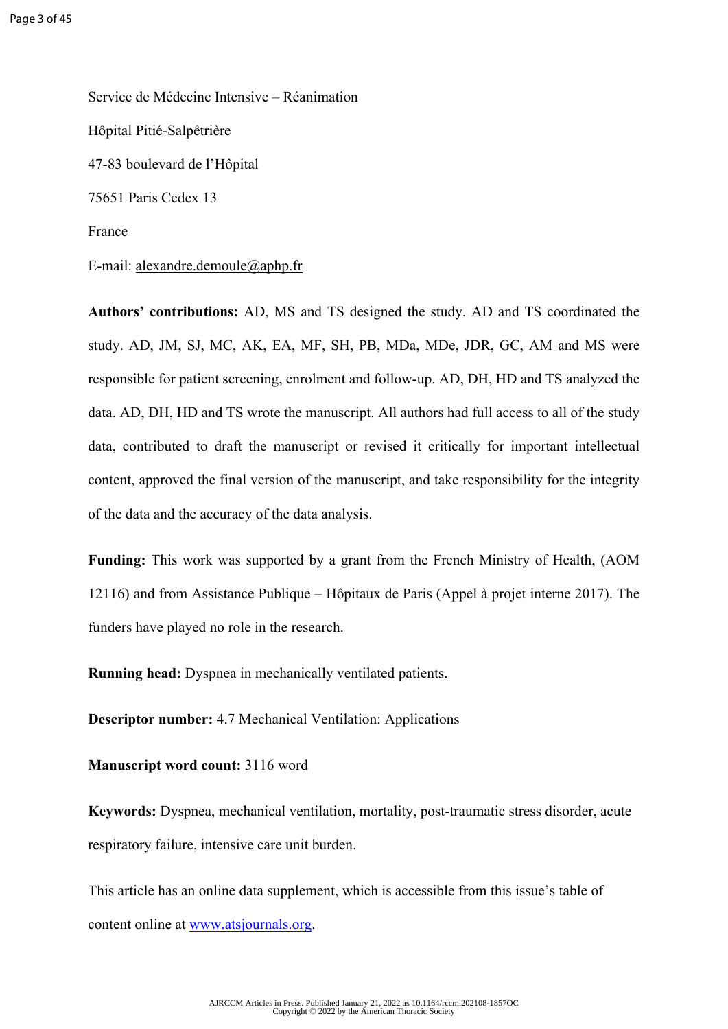Service de Médecine Intensive – Réanimation

Hôpital Pitié-Salpêtrière

47-83 boulevard de l'Hôpital

75651 Paris Cedex 13

France

E-mail: alexandre.demoule@aphp.fr

**Authors' contributions:** AD, MS and TS designed the study. AD and TS coordinated the study. AD, JM, SJ, MC, AK, EA, MF, SH, PB, MDa, MDe, JDR, GC, AM and MS were responsible for patient screening, enrolment and follow-up. AD, DH, HD and TS analyzed the data. AD, DH, HD and TS wrote the manuscript. All authors had full access to all of the study data, contributed to draft the manuscript or revised it critically for important intellectual content, approved the final version of the manuscript, and take responsibility for the integrity of the data and the accuracy of the data analysis.

**Funding:** This work was supported by a grant from the French Ministry of Health, (AOM 12116) and from Assistance Publique – Hôpitaux de Paris (Appel à projet interne 2017). The funders have played no role in the research.

**Running head:** Dyspnea in mechanically ventilated patients.

**Descriptor number:** 4.7 Mechanical Ventilation: Applications

**Manuscript word count:** 3116 word

**Keywords:** Dyspnea, mechanical ventilation, mortality, post-traumatic stress disorder, acute respiratory failure, intensive care unit burden.

This article has an online data supplement, which is accessible from this issue's table of content online at www.atsjournals.org.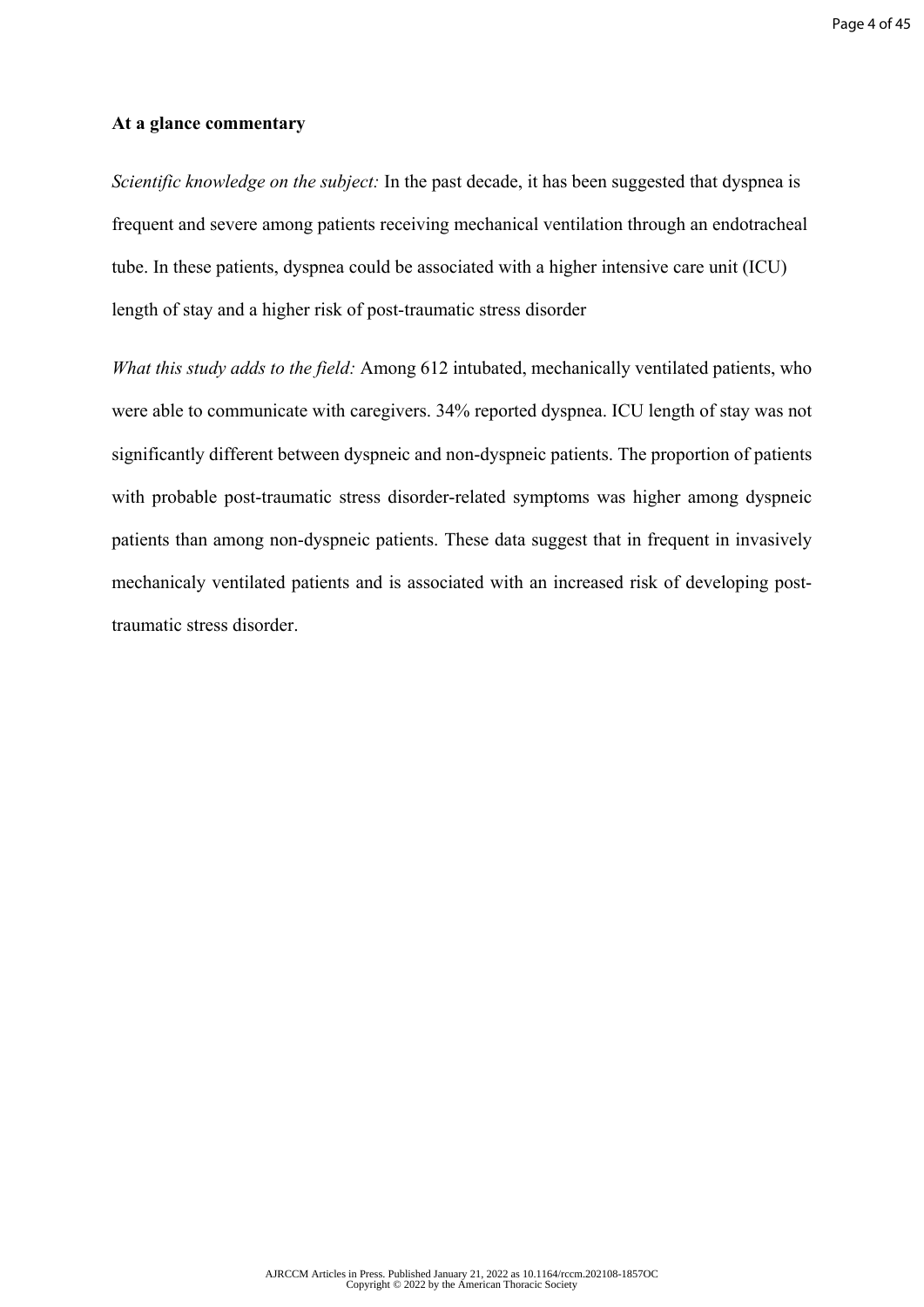**At a glance commentary**

*Scientific knowledge on the subject:* In the past decade, it has been suggested that dyspnea is frequent and severe among patients receiving mechanical ventilation through an endotracheal tube. In these patients, dyspnea could be associated with a higher intensive care unit (ICU) length of stay and a higher risk of post-traumatic stress disorder

*What this study adds to the field:* Among 612 intubated, mechanically ventilated patients, who were able to communicate with caregivers. 34% reported dyspnea. ICU length of stay was not significantly different between dyspneic and non-dyspneic patients. The proportion of patients with probable post-traumatic stress disorder-related symptoms was higher among dyspneic patients than among non-dyspneic patients. These data suggest that in frequent in invasively mechanicaly ventilated patients and is associated with an increased risk of developing post-traumatic stress disorder.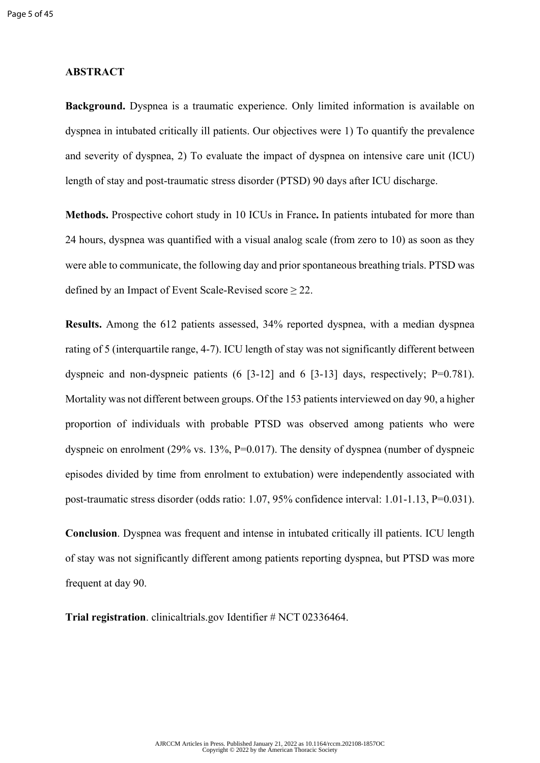## ABSTRACT

**Background.** Dyspnea is a traumatic experience. Only limited information is available on dyspnea in intubated critically ill patients. Our objectives were 1) To quantify the prevalence and severity of dyspnea, 2) To evaluate the impact of dyspnea on intensive care unit (ICU) length of stay and post-traumatic stress disorder (PTSD) 90 days after ICU discharge.

**Methods.** Prospective cohort study in 10 ICUs in France**.** In patients intubated for more than 24 hours, dyspnea was quantified with a visual analog scale (from zero to 10) as soon as they were able to communicate, the following day and prior spontaneous breathing trials. PTSD was defined by an Impact of Event Scale-Revised score $\geq 22$.

**Results.** Among the 612 patients assessed, 34% reported dyspnea, with a median dyspnea rating of 5 (interquartile range, 4-7). ICU length of stay was not significantly different between dyspneic and non-dyspneic patients (6 [3-12] and 6 [3-13] days, respectively; P=0.781). Mortality was not different between groups. Of the 153 patients interviewed on day 90, a higher proportion of individuals with probable PTSD was observed among patients who were dyspneic on enrolment (29% vs. 13%, P=0.017). The density of dyspnea (number of dyspneic episodes divided by time from enrolment to extubation) were independently associated with post-traumatic stress disorder (odds ratio: 1.07, 95% confidence interval: 1.01-1.13, P=0.031).

**Conclusion**. Dyspnea was frequent and intense in intubated critically ill patients. ICU length of stay was not significantly different among patients reporting dyspnea, but PTSD was more frequent at day 90.

**Trial registration**. clinicaltrials.gov Identifier # NCT 02336464.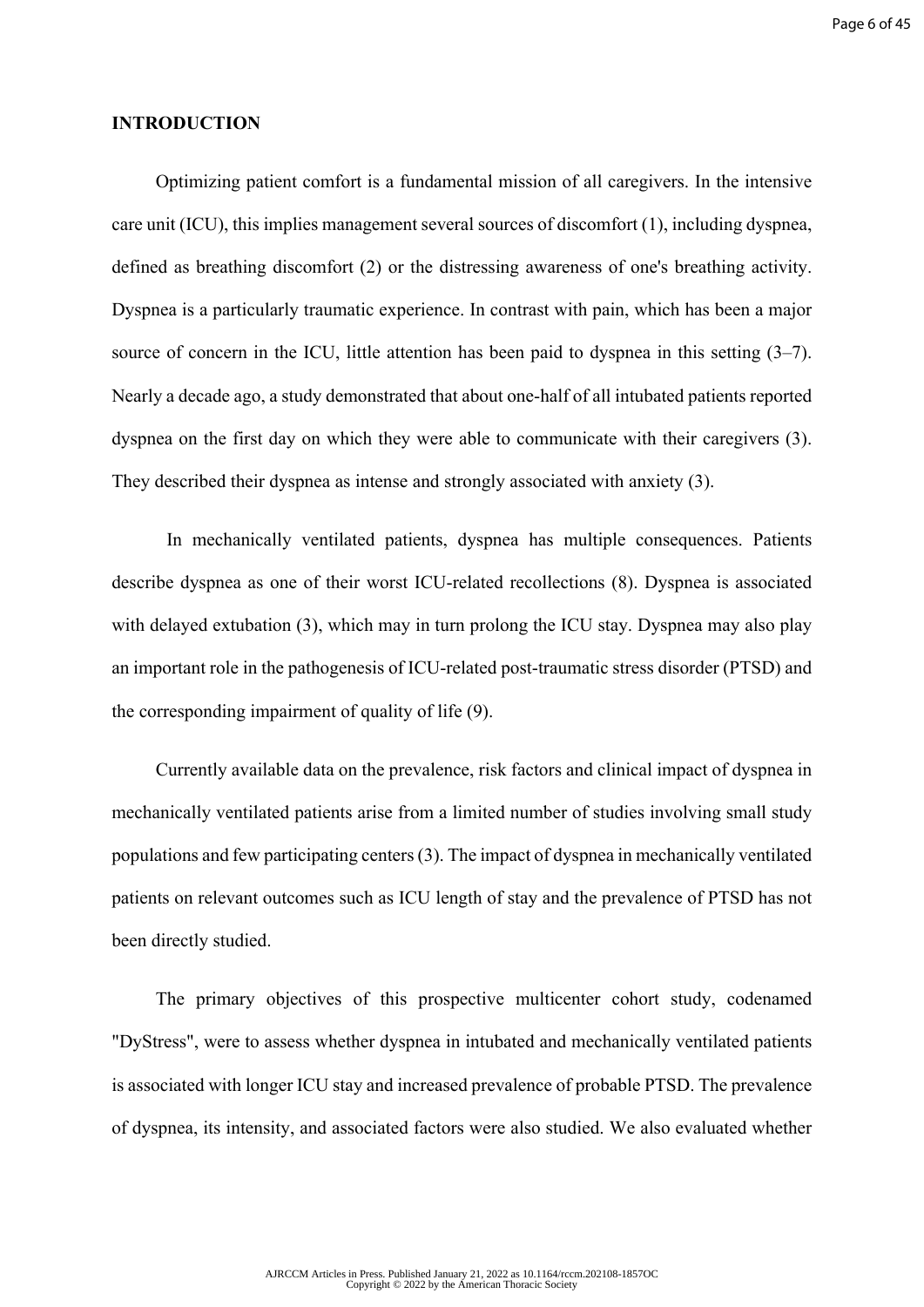## INTRODUCTION

Optimizing patient comfort is a fundamental mission of all caregivers. In the intensive care unit (ICU), this implies management several sources of discomfort (1), including dyspnea, defined as breathing discomfort (2) or the distressing awareness of one's breathing activity. Dyspnea is a particularly traumatic experience. In contrast with pain, which has been a major source of concern in the ICU, little attention has been paid to dyspnea in this setting (3–7). Nearly a decade ago, a study demonstrated that about one-half of all intubated patients reported dyspnea on the first day on which they were able to communicate with their caregivers (3). They described their dyspnea as intense and strongly associated with anxiety (3).

In mechanically ventilated patients, dyspnea has multiple consequences. Patients describe dyspnea as one of their worst ICU-related recollections (8). Dyspnea is associated with delayed extubation (3), which may in turn prolong the ICU stay. Dyspnea may also play an important role in the pathogenesis of ICU-related post-traumatic stress disorder (PTSD) and the corresponding impairment of quality of life (9).

Currently available data on the prevalence, risk factors and clinical impact of dyspnea in mechanically ventilated patients arise from a limited number of studies involving small study populations and few participating centers (3). The impact of dyspnea in mechanically ventilated patients on relevant outcomes such as ICU length of stay and the prevalence of PTSD has not been directly studied.

The primary objectives of this prospective multicenter cohort study, codenamed "DyStress", were to assess whether dyspnea in intubated and mechanically ventilated patients is associated with longer ICU stay and increased prevalence of probable PTSD. The prevalence of dyspnea, its intensity, and associated factors were also studied. We also evaluated whether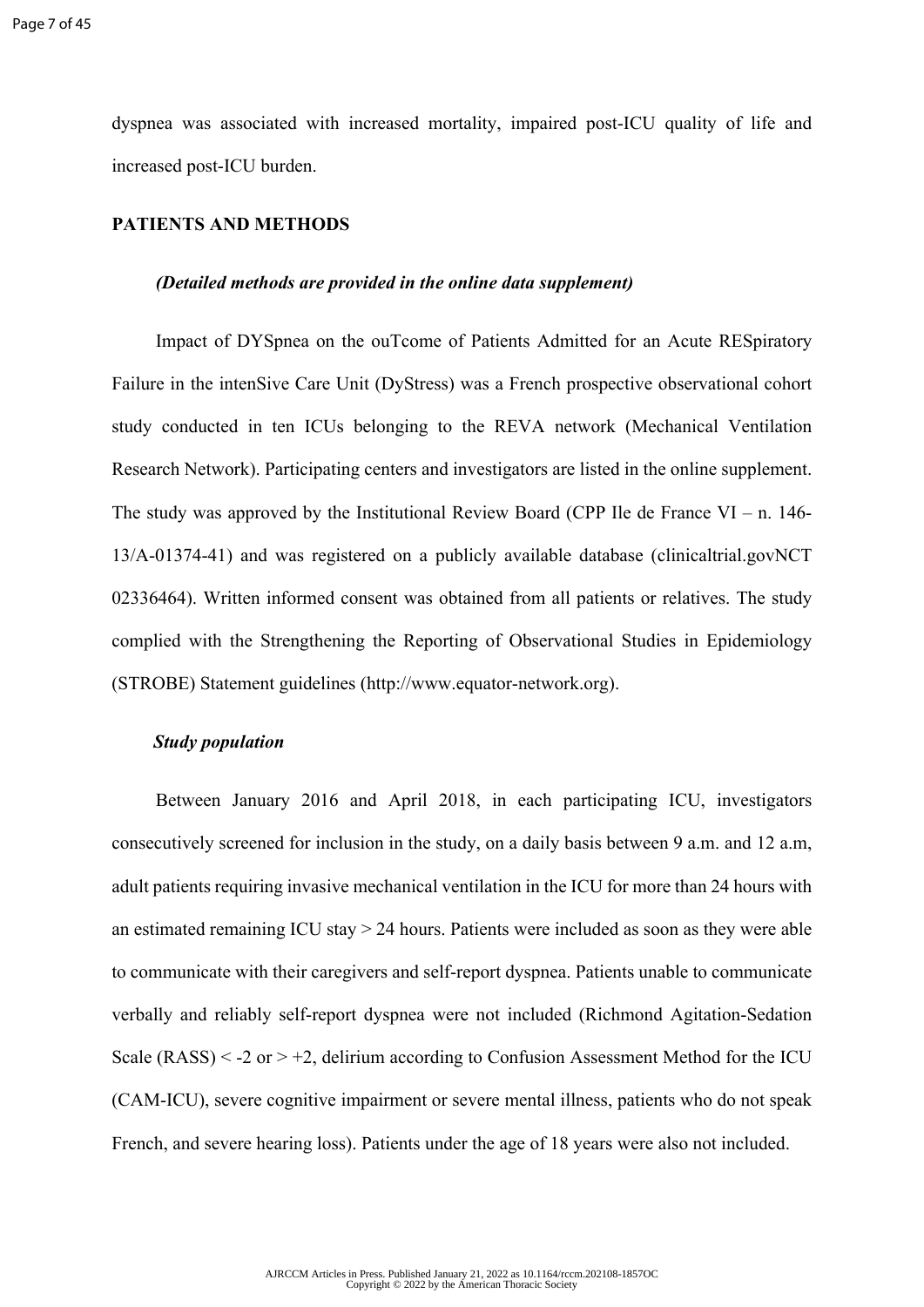dyspnea was associated with increased mortality, impaired post-ICU quality of life and increased post-ICU burden.

## PATIENTS AND METHODS

***(Detailed methods are provided in the online data supplement)***

Impact of DYSpnea on the ouTcome of Patients Admitted for an Acute RESpiratory Failure in the intenSive Care Unit (DyStress) was a French prospective observational cohort study conducted in ten ICUs belonging to the REVA network (Mechanical Ventilation Research Network). Participating centers and investigators are listed in the online supplement. The study was approved by the Institutional Review Board (CPP Ile de France VI – n. 146-13/A-01374-41) and was registered on a publicly available database (clinicaltrial.govNCT 02336464). Written informed consent was obtained from all patients or relatives. The study complied with the Strengthening the Reporting of Observational Studies in Epidemiology (STROBE) Statement guidelines (http://www.equator-network.org).

### *Study population*

Between January 2016 and April 2018, in each participating ICU, investigators consecutively screened for inclusion in the study, on a daily basis between 9 a.m. and 12 a.m, adult patients requiring invasive mechanical ventilation in the ICU for more than 24 hours with an estimated remaining ICU stay > 24 hours. Patients were included as soon as they were able to communicate with their caregivers and self-report dyspnea. Patients unable to communicate verbally and reliably self-report dyspnea were not included (Richmond Agitation-Sedation Scale (RASS) < -2 or > +2, delirium according to Confusion Assessment Method for the ICU (CAM-ICU), severe cognitive impairment or severe mental illness, patients who do not speak French, and severe hearing loss). Patients under the age of 18 years were also not included.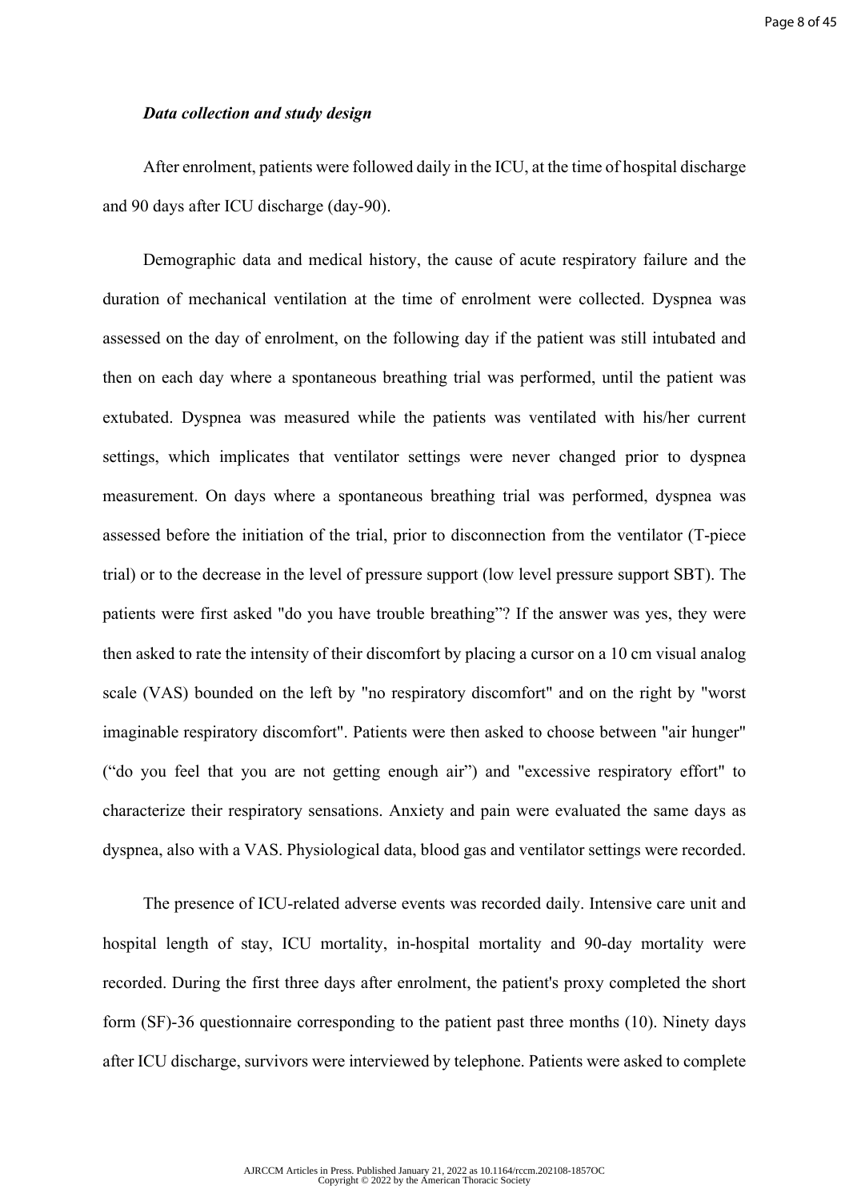***Data collection and study design***

After enrolment, patients were followed daily in the ICU, at the time of hospital discharge and 90 days after ICU discharge (day-90).

Demographic data and medical history, the cause of acute respiratory failure and the duration of mechanical ventilation at the time of enrolment were collected. Dyspnea was assessed on the day of enrolment, on the following day if the patient was still intubated and then on each day where a spontaneous breathing trial was performed, until the patient was extubated. Dyspnea was measured while the patients was ventilated with his/her current settings, which implicates that ventilator settings were never changed prior to dyspnea measurement. On days where a spontaneous breathing trial was performed, dyspnea was assessed before the initiation of the trial, prior to disconnection from the ventilator (T-piece trial) or to the decrease in the level of pressure support (low level pressure support SBT). The patients were first asked "do you have trouble breathing"? If the answer was yes, they were then asked to rate the intensity of their discomfort by placing a cursor on a 10 cm visual analog scale (VAS) bounded on the left by "no respiratory discomfort" and on the right by "worst imaginable respiratory discomfort". Patients were then asked to choose between "air hunger" ("do you feel that you are not getting enough air") and "excessive respiratory effort" to characterize their respiratory sensations. Anxiety and pain were evaluated the same days as dyspnea, also with a VAS. Physiological data, blood gas and ventilator settings were recorded.

The presence of ICU-related adverse events was recorded daily. Intensive care unit and hospital length of stay, ICU mortality, in-hospital mortality and 90-day mortality were recorded. During the first three days after enrolment, the patient's proxy completed the short form (SF)-36 questionnaire corresponding to the patient past three months (10). Ninety days after ICU discharge, survivors were interviewed by telephone. Patients were asked to complete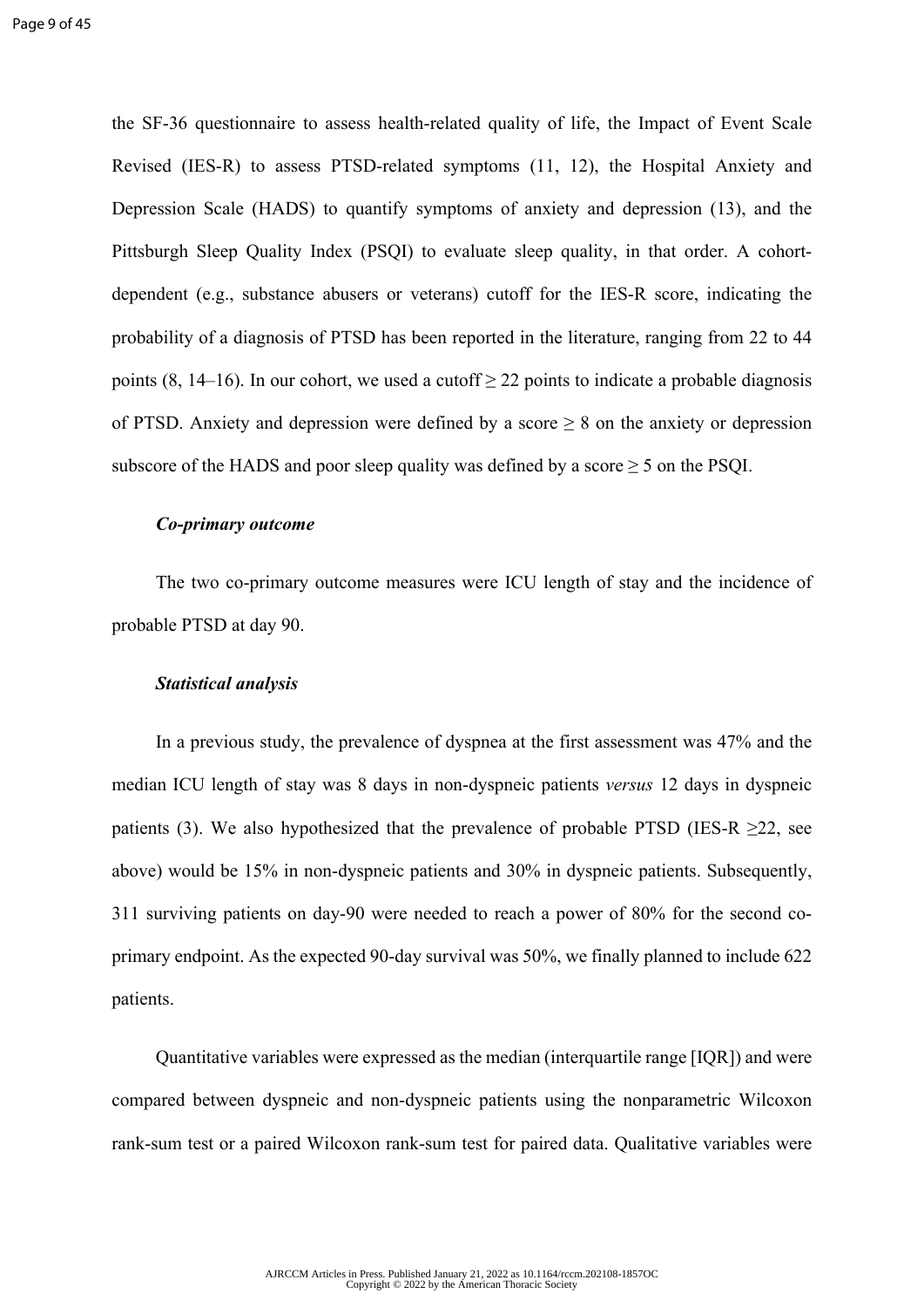the SF-36 questionnaire to assess health-related quality of life, the Impact of Event Scale Revised (IES-R) to assess PTSD-related symptoms (11, 12), the Hospital Anxiety and Depression Scale (HADS) to quantify symptoms of anxiety and depression (13), and the Pittsburgh Sleep Quality Index (PSQI) to evaluate sleep quality, in that order. A cohort-dependent (e.g., substance abusers or veterans) cutoff for the IES-R score, indicating the probability of a diagnosis of PTSD has been reported in the literature, ranging from 22 to 44 points (8, 14–16). In our cohort, we used a cutoff $\geq 22$ points to indicate a probable diagnosis of PTSD. Anxiety and depression were defined by a score $\geq 8$ on the anxiety or depression subscore of the HADS and poor sleep quality was defined by a score $\geq 5$ on the PSQI.

### *Co-primary outcome*

The two co-primary outcome measures were ICU length of stay and the incidence of probable PTSD at day 90.

### *Statistical analysis*

In a previous study, the prevalence of dyspnea at the first assessment was 47% and the median ICU length of stay was 8 days in non-dyspneic patients *versus* 12 days in dyspneic patients (3). We also hypothesized that the prevalence of probable PTSD (IES-R $\geq$22, see above) would be 15% in non-dyspneic patients and 30% in dyspneic patients. Subsequently, 311 surviving patients on day-90 were needed to reach a power of 80% for the second co-primary endpoint. As the expected 90-day survival was 50%, we finally planned to include 622 patients.

Quantitative variables were expressed as the median (interquartile range [IQR]) and were compared between dyspneic and non-dyspneic patients using the nonparametric Wilcoxon rank-sum test or a paired Wilcoxon rank-sum test for paired data. Qualitative variables were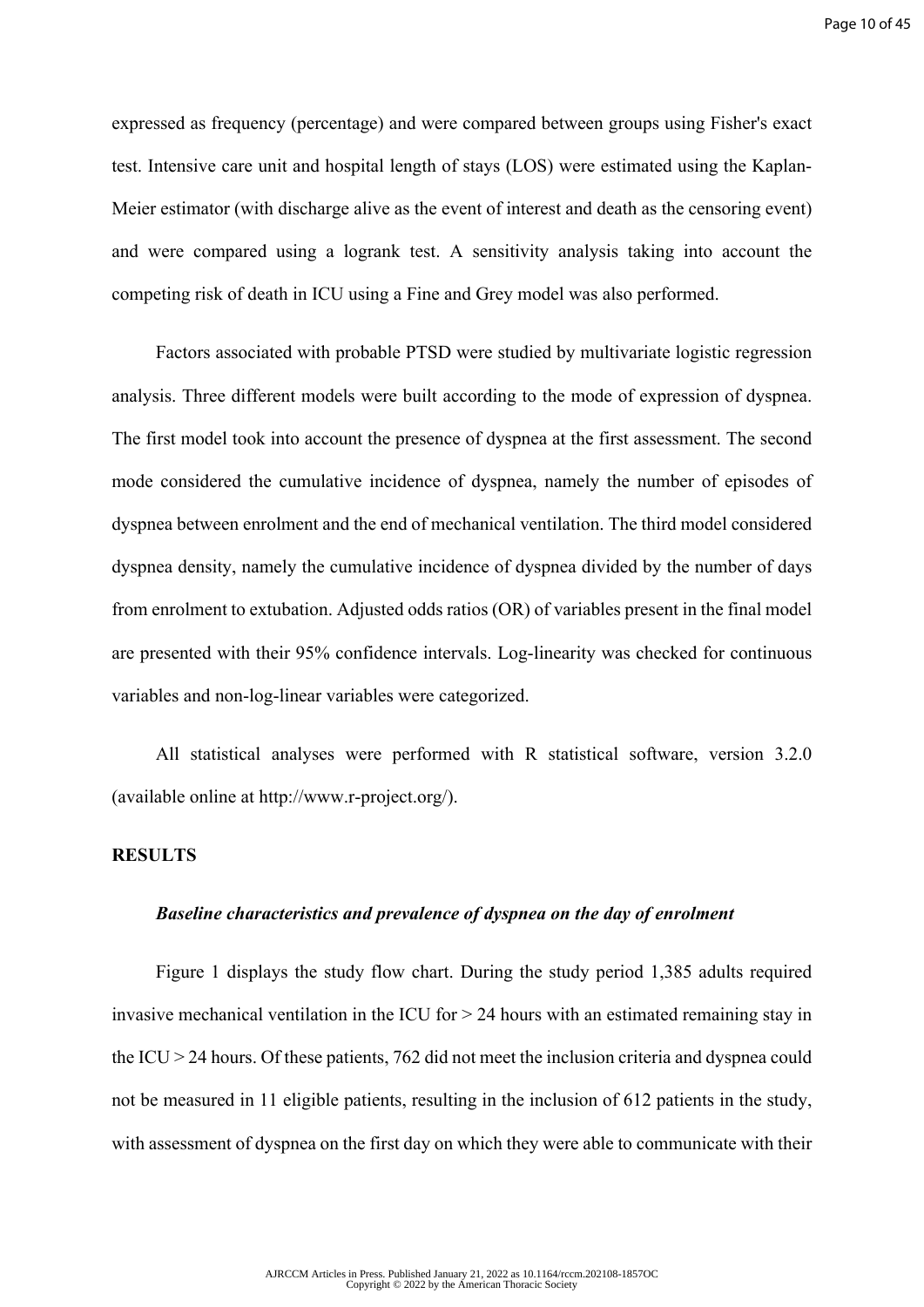expressed as frequency (percentage) and were compared between groups using Fisher's exact test. Intensive care unit and hospital length of stays (LOS) were estimated using the Kaplan-Meier estimator (with discharge alive as the event of interest and death as the censoring event) and were compared using a logrank test. A sensitivity analysis taking into account the competing risk of death in ICU using a Fine and Grey model was also performed.

Factors associated with probable PTSD were studied by multivariate logistic regression analysis. Three different models were built according to the mode of expression of dyspnea. The first model took into account the presence of dyspnea at the first assessment. The second mode considered the cumulative incidence of dyspnea, namely the number of episodes of dyspnea between enrolment and the end of mechanical ventilation. The third model considered dyspnea density, namely the cumulative incidence of dyspnea divided by the number of days from enrolment to extubation. Adjusted odds ratios (OR) of variables present in the final model are presented with their 95% confidence intervals. Log-linearity was checked for continuous variables and non-log-linear variables were categorized.

All statistical analyses were performed with R statistical software, version 3.2.0 (available online at http://www.r-project.org/).

## RESULTS

### *Baseline characteristics and prevalence of dyspnea on the day of enrolment*

Figure 1 displays the study flow chart. During the study period 1,385 adults required invasive mechanical ventilation in the ICU for > 24 hours with an estimated remaining stay in the ICU > 24 hours. Of these patients, 762 did not meet the inclusion criteria and dyspnea could not be measured in 11 eligible patients, resulting in the inclusion of 612 patients in the study, with assessment of dyspnea on the first day on which they were able to communicate with their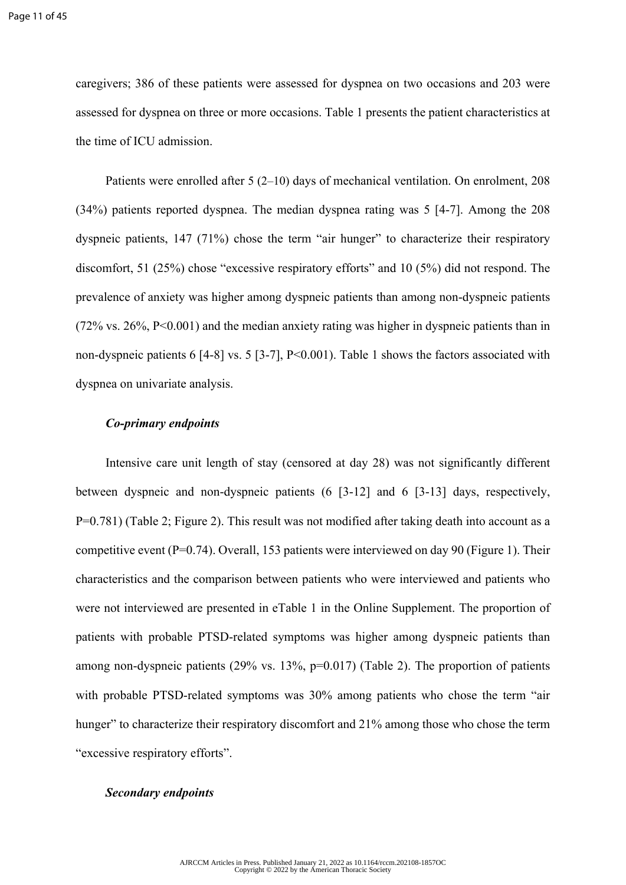caregivers; 386 of these patients were assessed for dyspnea on two occasions and 203 were assessed for dyspnea on three or more occasions. Table 1 presents the patient characteristics at the time of ICU admission.

Patients were enrolled after 5 (2–10) days of mechanical ventilation. On enrolment, 208 (34%) patients reported dyspnea. The median dyspnea rating was 5 [4-7]. Among the 208 dyspneic patients, 147 (71%) chose the term "air hunger" to characterize their respiratory discomfort, 51 (25%) chose "excessive respiratory efforts" and 10 (5%) did not respond. The prevalence of anxiety was higher among dyspneic patients than among non-dyspneic patients (72% vs. 26%, P<0.001) and the median anxiety rating was higher in dyspneic patients than in non-dyspneic patients 6 [4-8] vs. 5 [3-7], P<0.001). Table 1 shows the factors associated with dyspnea on univariate analysis.

### *Co-primary endpoints*

Intensive care unit length of stay (censored at day 28) was not significantly different between dyspneic and non-dyspneic patients (6 [3-12] and 6 [3-13] days, respectively, P=0.781) (Table 2; Figure 2). This result was not modified after taking death into account as a competitive event (P=0.74). Overall, 153 patients were interviewed on day 90 (Figure 1). Their characteristics and the comparison between patients who were interviewed and patients who were not interviewed are presented in eTable 1 in the Online Supplement. The proportion of patients with probable PTSD-related symptoms was higher among dyspneic patients than among non-dyspneic patients (29% vs. 13%, p=0.017) (Table 2). The proportion of patients with probable PTSD-related symptoms was 30% among patients who chose the term "air hunger" to characterize their respiratory discomfort and 21% among those who chose the term "excessive respiratory efforts".

### *Secondary endpoints*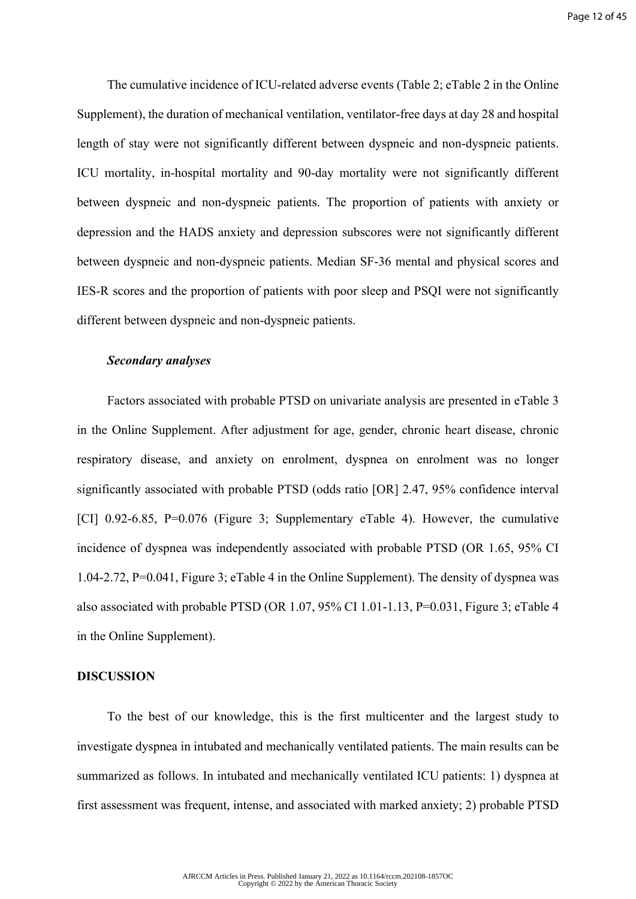The cumulative incidence of ICU-related adverse events (Table 2; eTable 2 in the Online Supplement), the duration of mechanical ventilation, ventilator-free days at day 28 and hospital length of stay were not significantly different between dyspneic and non-dyspneic patients. ICU mortality, in-hospital mortality and 90-day mortality were not significantly different between dyspneic and non-dyspneic patients. The proportion of patients with anxiety or depression and the HADS anxiety and depression subscores were not significantly different between dyspneic and non-dyspneic patients. Median SF-36 mental and physical scores and IES-R scores and the proportion of patients with poor sleep and PSQI were not significantly different between dyspneic and non-dyspneic patients.

### *Secondary analyses*

Factors associated with probable PTSD on univariate analysis are presented in eTable 3 in the Online Supplement. After adjustment for age, gender, chronic heart disease, chronic respiratory disease, and anxiety on enrolment, dyspnea on enrolment was no longer significantly associated with probable PTSD (odds ratio [OR] 2.47, 95% confidence interval [CI] 0.92-6.85, P=0.076 (Figure 3; Supplementary eTable 4). However, the cumulative incidence of dyspnea was independently associated with probable PTSD (OR 1.65, 95% CI 1.04-2.72, P=0.041, Figure 3; eTable 4 in the Online Supplement). The density of dyspnea was also associated with probable PTSD (OR 1.07, 95% CI 1.01-1.13, P=0.031, Figure 3; eTable 4 in the Online Supplement).

## DISCUSSION

To the best of our knowledge, this is the first multicenter and the largest study to investigate dyspnea in intubated and mechanically ventilated patients. The main results can be summarized as follows. In intubated and mechanically ventilated ICU patients: 1) dyspnea at first assessment was frequent, intense, and associated with marked anxiety; 2) probable PTSD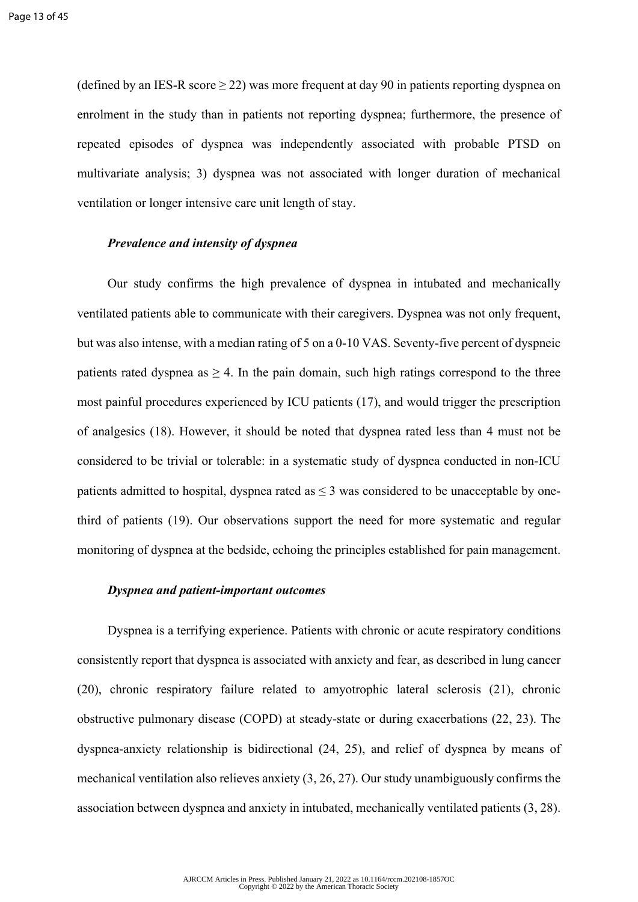(defined by an IES-R score $\geq 22$) was more frequent at day 90 in patients reporting dyspnea on enrolment in the study than in patients not reporting dyspnea; furthermore, the presence of repeated episodes of dyspnea was independently associated with probable PTSD on multivariate analysis; 3) dyspnea was not associated with longer duration of mechanical ventilation or longer intensive care unit length of stay.

### *Prevalence and intensity of dyspnea*

Our study confirms the high prevalence of dyspnea in intubated and mechanically ventilated patients able to communicate with their caregivers. Dyspnea was not only frequent, but was also intense, with a median rating of 5 on a 0-10 VAS. Seventy-five percent of dyspneic patients rated dyspnea as $\geq 4$. In the pain domain, such high ratings correspond to the three most painful procedures experienced by ICU patients (17), and would trigger the prescription of analgesics (18). However, it should be noted that dyspnea rated less than 4 must not be considered to be trivial or tolerable: in a systematic study of dyspnea conducted in non-ICU patients admitted to hospital, dyspnea rated as $\leq 3$ was considered to be unacceptable by one-third of patients (19). Our observations support the need for more systematic and regular monitoring of dyspnea at the bedside, echoing the principles established for pain management.

### *Dyspnea and patient-important outcomes*

Dyspnea is a terrifying experience. Patients with chronic or acute respiratory conditions consistently report that dyspnea is associated with anxiety and fear, as described in lung cancer (20), chronic respiratory failure related to amyotrophic lateral sclerosis (21), chronic obstructive pulmonary disease (COPD) at steady-state or during exacerbations (22, 23). The dyspnea-anxiety relationship is bidirectional (24, 25), and relief of dyspnea by means of mechanical ventilation also relieves anxiety (3, 26, 27). Our study unambiguously confirms the association between dyspnea and anxiety in intubated, mechanically ventilated patients (3, 28).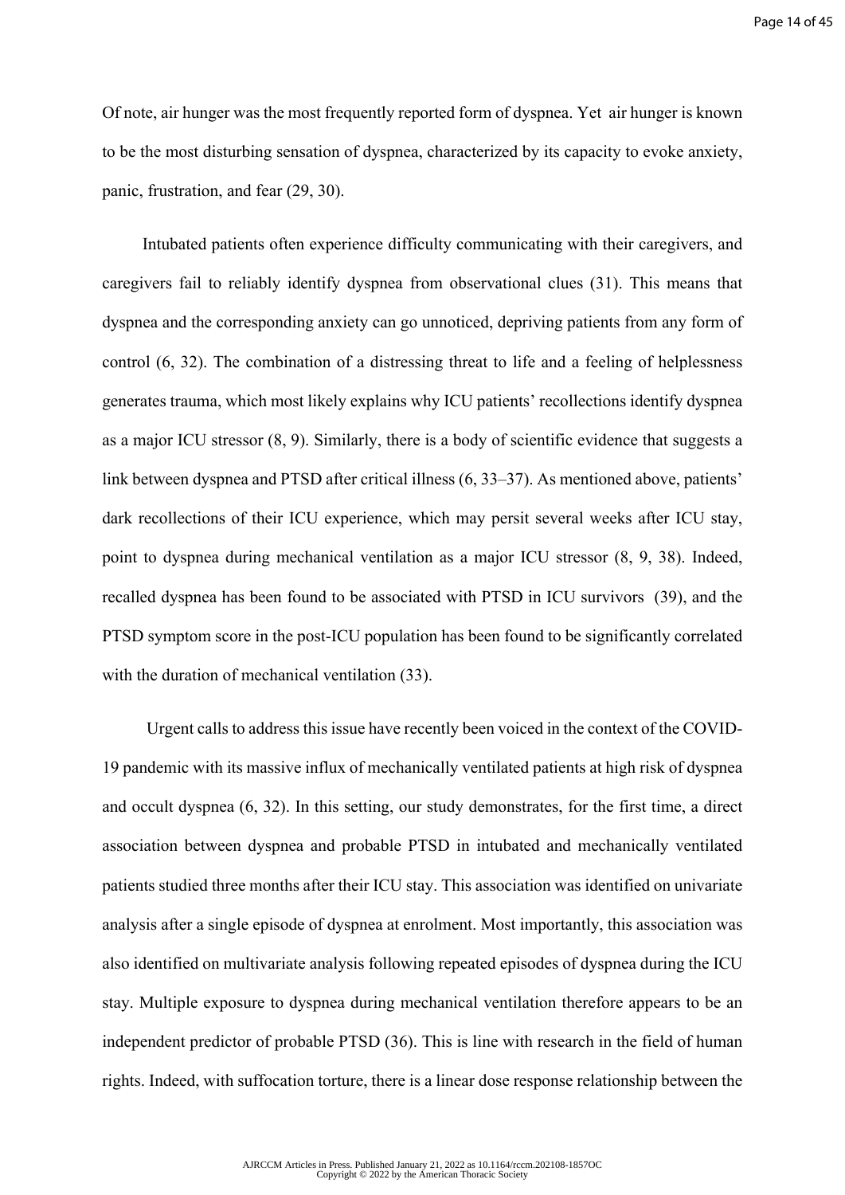Of note, air hunger was the most frequently reported form of dyspnea. Yet air hunger is known to be the most disturbing sensation of dyspnea, characterized by its capacity to evoke anxiety, panic, frustration, and fear (29, 30).

Intubated patients often experience difficulty communicating with their caregivers, and caregivers fail to reliably identify dyspnea from observational clues (31). This means that dyspnea and the corresponding anxiety can go unnoticed, depriving patients from any form of control (6, 32). The combination of a distressing threat to life and a feeling of helplessness generates trauma, which most likely explains why ICU patients' recollections identify dyspnea as a major ICU stressor (8, 9). Similarly, there is a body of scientific evidence that suggests a link between dyspnea and PTSD after critical illness (6, 33–37). As mentioned above, patients' dark recollections of their ICU experience, which may persit several weeks after ICU stay, point to dyspnea during mechanical ventilation as a major ICU stressor (8, 9, 38). Indeed, recalled dyspnea has been found to be associated with PTSD in ICU survivors (39), and the PTSD symptom score in the post-ICU population has been found to be significantly correlated with the duration of mechanical ventilation (33).

Urgent calls to address this issue have recently been voiced in the context of the COVID-19 pandemic with its massive influx of mechanically ventilated patients at high risk of dyspnea and occult dyspnea (6, 32). In this setting, our study demonstrates, for the first time, a direct association between dyspnea and probable PTSD in intubated and mechanically ventilated patients studied three months after their ICU stay. This association was identified on univariate analysis after a single episode of dyspnea at enrolment. Most importantly, this association was also identified on multivariate analysis following repeated episodes of dyspnea during the ICU stay. Multiple exposure to dyspnea during mechanical ventilation therefore appears to be an independent predictor of probable PTSD (36). This is line with research in the field of human rights. Indeed, with suffocation torture, there is a linear dose response relationship between the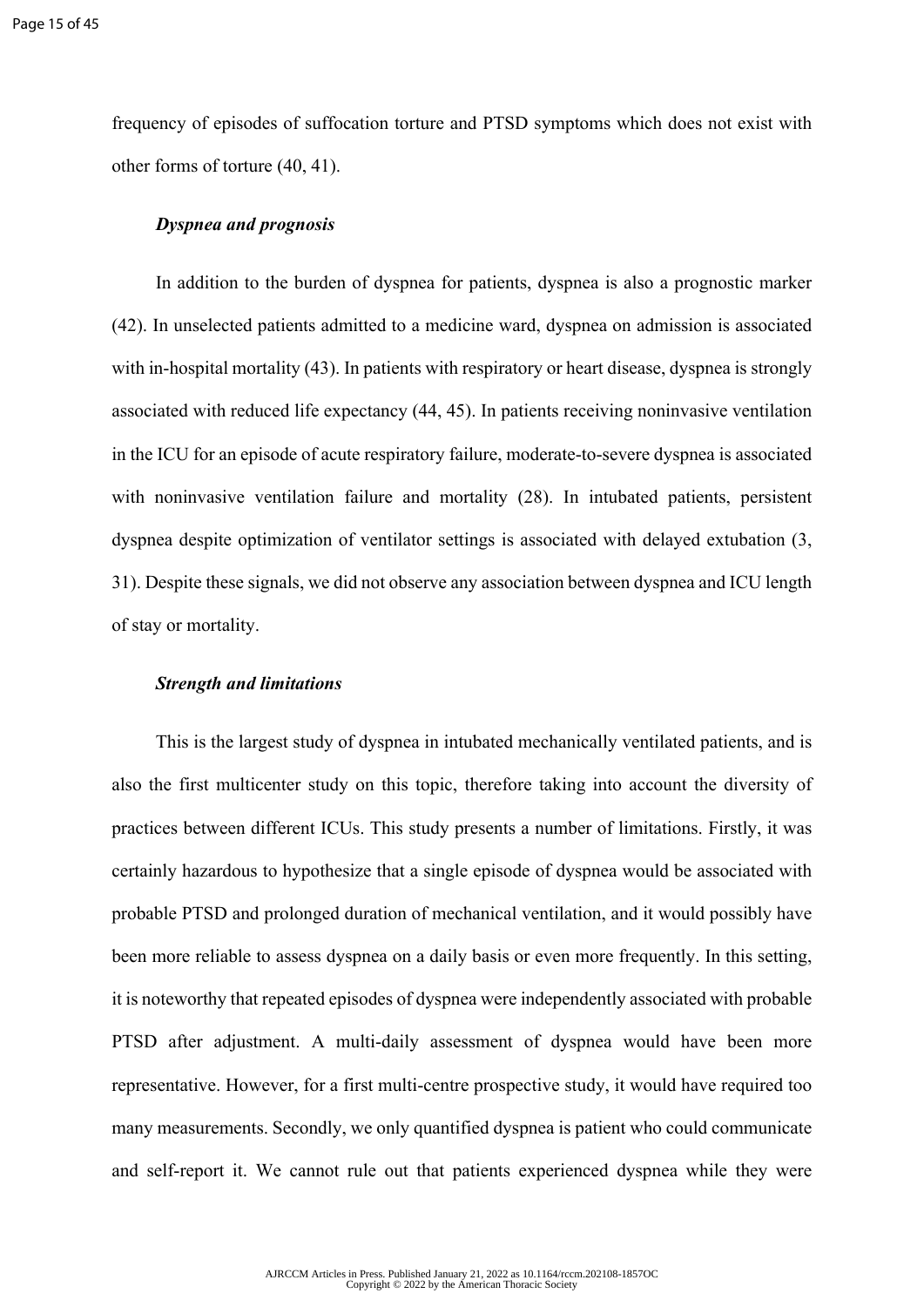frequency of episodes of suffocation torture and PTSD symptoms which does not exist with other forms of torture (40, 41).

### *Dyspnea and prognosis*

In addition to the burden of dyspnea for patients, dyspnea is also a prognostic marker (42). In unselected patients admitted to a medicine ward, dyspnea on admission is associated with in-hospital mortality (43). In patients with respiratory or heart disease, dyspnea is strongly associated with reduced life expectancy (44, 45). In patients receiving noninvasive ventilation in the ICU for an episode of acute respiratory failure, moderate-to-severe dyspnea is associated with noninvasive ventilation failure and mortality (28). In intubated patients, persistent dyspnea despite optimization of ventilator settings is associated with delayed extubation (3, 31). Despite these signals, we did not observe any association between dyspnea and ICU length of stay or mortality.

### *Strength and limitations*

This is the largest study of dyspnea in intubated mechanically ventilated patients, and is also the first multicenter study on this topic, therefore taking into account the diversity of practices between different ICUs. This study presents a number of limitations. Firstly, it was certainly hazardous to hypothesize that a single episode of dyspnea would be associated with probable PTSD and prolonged duration of mechanical ventilation, and it would possibly have been more reliable to assess dyspnea on a daily basis or even more frequently. In this setting, it is noteworthy that repeated episodes of dyspnea were independently associated with probable PTSD after adjustment. A multi-daily assessment of dyspnea would have been more representative. However, for a first multi-centre prospective study, it would have required too many measurements. Secondly, we only quantified dyspnea is patient who could communicate and self-report it. We cannot rule out that patients experienced dyspnea while they were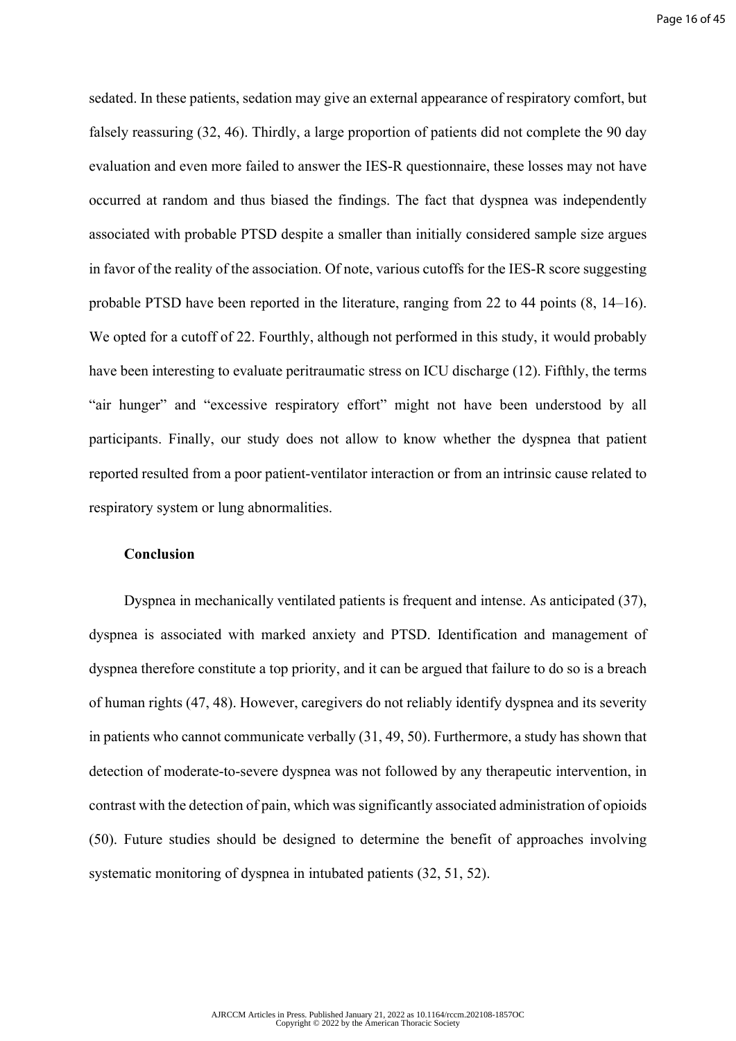sedated. In these patients, sedation may give an external appearance of respiratory comfort, but falsely reassuring (32, 46). Thirdly, a large proportion of patients did not complete the 90 day evaluation and even more failed to answer the IES-R questionnaire, these losses may not have occurred at random and thus biased the findings. The fact that dyspnea was independently associated with probable PTSD despite a smaller than initially considered sample size argues in favor of the reality of the association. Of note, various cutoffs for the IES-R score suggesting probable PTSD have been reported in the literature, ranging from 22 to 44 points (8, 14–16). We opted for a cutoff of 22. Fourthly, although not performed in this study, it would probably have been interesting to evaluate peritraumatic stress on ICU discharge (12). Fifthly, the terms "air hunger" and "excessive respiratory effort" might not have been understood by all participants. Finally, our study does not allow to know whether the dyspnea that patient reported resulted from a poor patient-ventilator interaction or from an intrinsic cause related to respiratory system or lung abnormalities.

## Conclusion

Dyspnea in mechanically ventilated patients is frequent and intense. As anticipated (37), dyspnea is associated with marked anxiety and PTSD. Identification and management of dyspnea therefore constitute a top priority, and it can be argued that failure to do so is a breach of human rights (47, 48). However, caregivers do not reliably identify dyspnea and its severity in patients who cannot communicate verbally (31, 49, 50). Furthermore, a study has shown that detection of moderate-to-severe dyspnea was not followed by any therapeutic intervention, in contrast with the detection of pain, which was significantly associated administration of opioids (50). Future studies should be designed to determine the benefit of approaches involving systematic monitoring of dyspnea in intubated patients (32, 51, 52).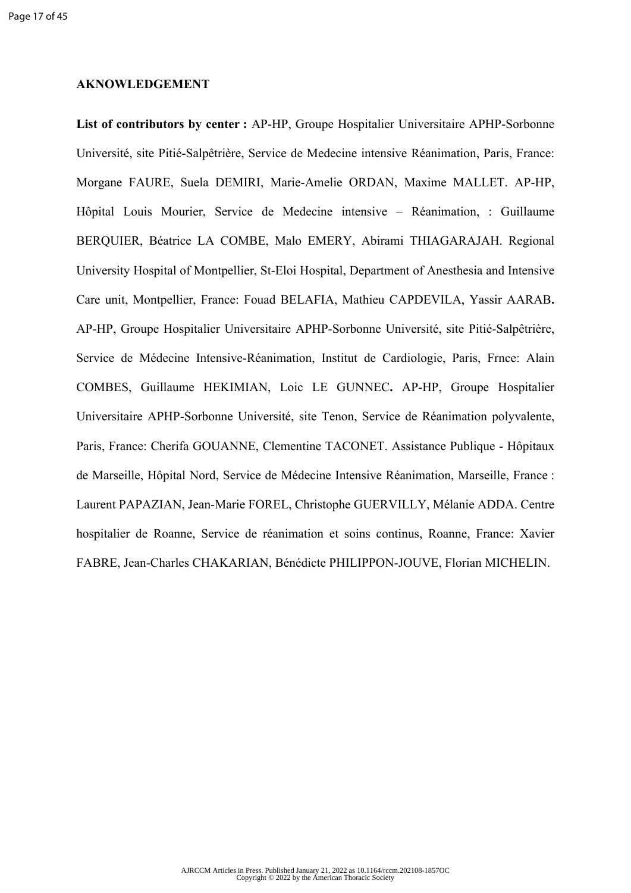**AKNOWLEDGEMENT**

**List of contributors by center :** AP-HP, Groupe Hospitalier Universitaire APHP-Sorbonne Université, site Pitié-Salpêtrière, Service de Medecine intensive Réanimation, Paris, France: Morgane FAURE, Suela DEMIRI, Marie-Amelie ORDAN, Maxime MALLET. AP-HP, Hôpital Louis Mourier, Service de Medecine intensive – Réanimation, : Guillaume BERQUIER, Béatrice LA COMBE, Malo EMERY, Abirami THIAGARAJAH. Regional University Hospital of Montpellier, St-Eloi Hospital, Department of Anesthesia and Intensive Care unit, Montpellier, France: Fouad BELAFIA, Mathieu CAPDEVILA, Yassir AARAB**.** AP-HP, Groupe Hospitalier Universitaire APHP-Sorbonne Université, site Pitié-Salpêtrière, Service de Médecine Intensive-Réanimation, Institut de Cardiologie, Paris, Frnce: Alain COMBES, Guillaume HEKIMIAN, Loic LE GUNNEC**.** AP-HP, Groupe Hospitalier Universitaire APHP-Sorbonne Université, site Tenon, Service de Réanimation polyvalente, Paris, France: Cherifa GOUANNE, Clementine TACONET. Assistance Publique - Hôpitaux de Marseille, Hôpital Nord, Service de Médecine Intensive Réanimation, Marseille, France : Laurent PAPAZIAN, Jean-Marie FOREL, Christophe GUERVILLY, Mélanie ADDA. Centre hospitalier de Roanne, Service de réanimation et soins continus, Roanne, France: Xavier FABRE, Jean-Charles CHAKARIAN, Bénédicte PHILIPPON-JOUVE, Florian MICHELIN.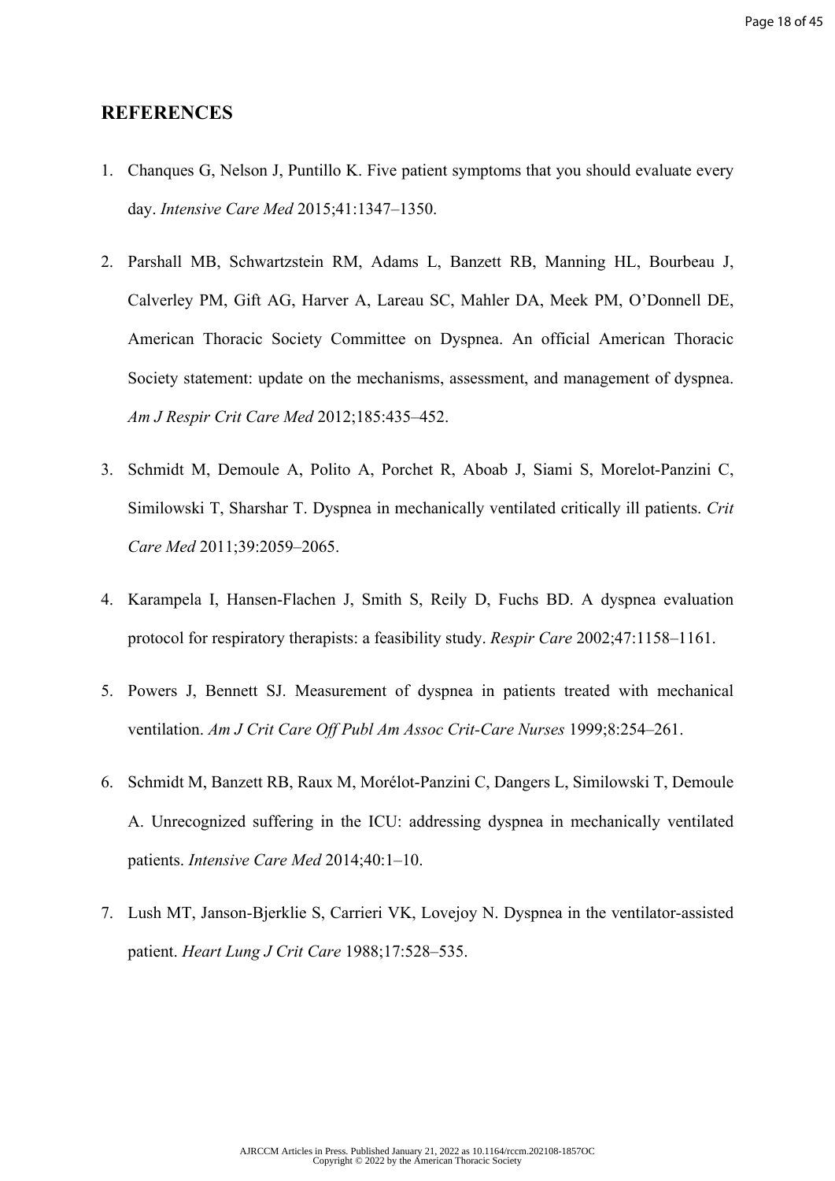## REFERENCES

1. Chanques G, Nelson J, Puntillo K. Five patient symptoms that you should evaluate every day. *Intensive Care Med* 2015;41:1347–1350.
2. Parshall MB, Schwartzstein RM, Adams L, Banzett RB, Manning HL, Bourbeau J, Calverley PM, Gift AG, Harver A, Lareau SC, Mahler DA, Meek PM, O'Donnell DE, American Thoracic Society Committee on Dyspnea. An official American Thoracic Society statement: update on the mechanisms, assessment, and management of dyspnea. *Am J Respir Crit Care Med* 2012;185:435–452.
3. Schmidt M, Demoule A, Polito A, Porchet R, Aboab J, Siami S, Morelot-Panzini C, Similowski T, Sharshar T. Dyspnea in mechanically ventilated critically ill patients. *Crit Care Med* 2011;39:2059–2065.
4. Karampela I, Hansen-Flachen J, Smith S, Reily D, Fuchs BD. A dyspnea evaluation protocol for respiratory therapists: a feasibility study. *Respir Care* 2002;47:1158–1161.
5. Powers J, Bennett SJ. Measurement of dyspnea in patients treated with mechanical ventilation. *Am J Crit Care Off Publ Am Assoc Crit-Care Nurses* 1999;8:254–261.
6. Schmidt M, Banzett RB, Raux M, Morélot-Panzini C, Dangers L, Similowski T, Demoule A. Unrecognized suffering in the ICU: addressing dyspnea in mechanically ventilated patients. *Intensive Care Med* 2014;40:1–10.
7. Lush MT, Janson-Bjerklie S, Carrieri VK, Lovejoy N. Dyspnea in the ventilator-assisted patient. *Heart Lung J Crit Care* 1988;17:528–535.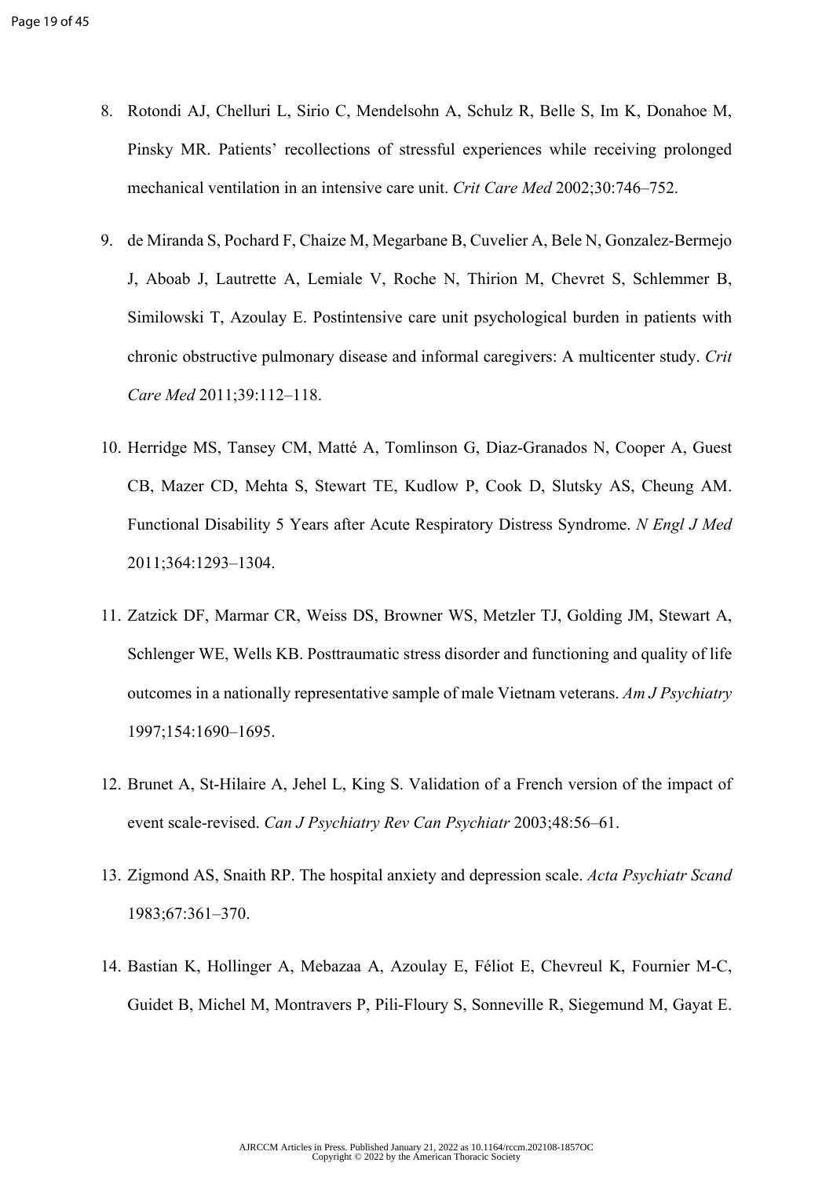8. Rotondi AJ, Chelluri L, Sirio C, Mendelsohn A, Schulz R, Belle S, Im K, Donahoe M, Pinsky MR. Patients' recollections of stressful experiences while receiving prolonged mechanical ventilation in an intensive care unit. *Crit Care Med* 2002;30:746–752.

9. de Miranda S, Pochard F, Chaize M, Megarbane B, Cuvelier A, Bele N, Gonzalez-Bermejo J, Aboab J, Lautrette A, Lemiale V, Roche N, Thirion M, Chevret S, Schlemmer B, Similowski T, Azoulay E. Postintensive care unit psychological burden in patients with chronic obstructive pulmonary disease and informal caregivers: A multicenter study. *Crit Care Med* 2011;39:112–118.

10. Herridge MS, Tansey CM, Matté A, Tomlinson G, Diaz-Granados N, Cooper A, Guest CB, Mazer CD, Mehta S, Stewart TE, Kudlow P, Cook D, Slutsky AS, Cheung AM. Functional Disability 5 Years after Acute Respiratory Distress Syndrome. *N Engl J Med* 2011;364:1293–1304.

11. Zatzick DF, Marmar CR, Weiss DS, Browner WS, Metzler TJ, Golding JM, Stewart A, Schlenger WE, Wells KB. Posttraumatic stress disorder and functioning and quality of life outcomes in a nationally representative sample of male Vietnam veterans. *Am J Psychiatry* 1997;154:1690–1695.

12. Brunet A, St-Hilaire A, Jehel L, King S. Validation of a French version of the impact of event scale-revised. *Can J Psychiatry Rev Can Psychiatr* 2003;48:56–61.

13. Zigmond AS, Snaith RP. The hospital anxiety and depression scale. *Acta Psychiatr Scand* 1983;67:361–370.

14. Bastian K, Hollinger A, Mebazaa A, Azoulay E, Féliot E, Chevreul K, Fournier M-C, Guidet B, Michel M, Montravers P, Pili-Floury S, Sonneville R, Siegemund M, Gayat E.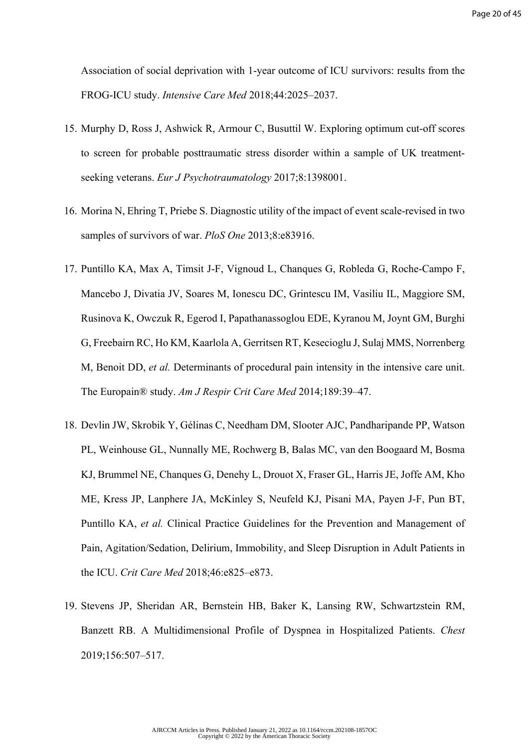Association of social deprivation with 1-year outcome of ICU survivors: results from the FROG-ICU study. *Intensive Care Med* 2018;44:2025–2037.

15. Murphy D, Ross J, Ashwick R, Armour C, Busuttil W. Exploring optimum cut-off scores to screen for probable posttraumatic stress disorder within a sample of UK treatment-seeking veterans. *Eur J Psychotraumatology* 2017;8:1398001.

16. Morina N, Ehring T, Priebe S. Diagnostic utility of the impact of event scale-revised in two samples of survivors of war. *PloS One* 2013;8:e83916.

17. Puntillo KA, Max A, Timsit J-F, Vignoud L, Chanques G, Robleda G, Roche-Campo F, Mancebo J, Divatia JV, Soares M, Ionescu DC, Grintescu IM, Vasiliu IL, Maggiore SM, Rusinova K, Owczuk R, Egerod I, Papathanassoglou EDE, Kyranou M, Joynt GM, Burghi G, Freebairn RC, Ho KM, Kaarlola A, Gerritsen RT, Kesecioglu J, Sulaj MMS, Norrenberg M, Benoit DD, *et al.* Determinants of procedural pain intensity in the intensive care unit. The Europain® study. *Am J Respir Crit Care Med* 2014;189:39–47.

18. Devlin JW, Skrobik Y, Gélinas C, Needham DM, Slooter AJC, Pandharipande PP, Watson PL, Weinhouse GL, Nunnally ME, Rochwerg B, Balas MC, van den Boogaard M, Bosma KJ, Brummel NE, Chanques G, Denehy L, Drouot X, Fraser GL, Harris JE, Joffe AM, Kho ME, Kress JP, Lanphere JA, McKinley S, Neufeld KJ, Pisani MA, Payen J-F, Pun BT, Puntillo KA, *et al.* Clinical Practice Guidelines for the Prevention and Management of Pain, Agitation/Sedation, Delirium, Immobility, and Sleep Disruption in Adult Patients in the ICU. *Crit Care Med* 2018;46:e825–e873.

19. Stevens JP, Sheridan AR, Bernstein HB, Baker K, Lansing RW, Schwartzstein RM, Banzett RB. A Multidimensional Profile of Dyspnea in Hospitalized Patients. *Chest* 2019;156:507–517.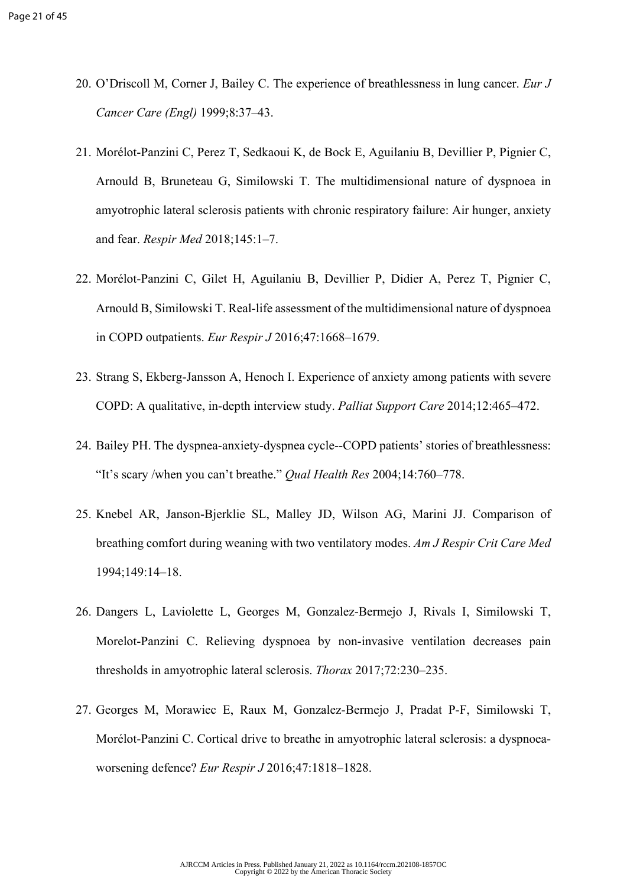20. O'Driscoll M, Corner J, Bailey C. The experience of breathlessness in lung cancer. *Eur J Cancer Care (Engl)* 1999;8:37–43.

21. Morélot-Panzini C, Perez T, Sedkaoui K, de Bock E, Aguilaniu B, Devillier P, Pignier C, Arnould B, Bruneteau G, Similowski T. The multidimensional nature of dyspnoea in amyotrophic lateral sclerosis patients with chronic respiratory failure: Air hunger, anxiety and fear. *Respir Med* 2018;145:1–7.

22. Morélot-Panzini C, Gilet H, Aguilaniu B, Devillier P, Didier A, Perez T, Pignier C, Arnould B, Similowski T. Real-life assessment of the multidimensional nature of dyspnoea in COPD outpatients. *Eur Respir J* 2016;47:1668–1679.

23. Strang S, Ekberg-Jansson A, Henoch I. Experience of anxiety among patients with severe COPD: A qualitative, in-depth interview study. *Palliat Support Care* 2014;12:465–472.

24. Bailey PH. The dyspnea-anxiety-dyspnea cycle--COPD patients' stories of breathlessness: "It's scary /when you can't breathe." *Qual Health Res* 2004;14:760–778.

25. Knebel AR, Janson-Bjerklie SL, Malley JD, Wilson AG, Marini JJ. Comparison of breathing comfort during weaning with two ventilatory modes. *Am J Respir Crit Care Med* 1994;149:14–18.

26. Dangers L, Laviolette L, Georges M, Gonzalez-Bermejo J, Rivals I, Similowski T, Morelot-Panzini C. Relieving dyspnoea by non-invasive ventilation decreases pain thresholds in amyotrophic lateral sclerosis. *Thorax* 2017;72:230–235.

27. Georges M, Morawiec E, Raux M, Gonzalez-Bermejo J, Pradat P-F, Similowski T, Morélot-Panzini C. Cortical drive to breathe in amyotrophic lateral sclerosis: a dyspnoea-worsening defence? *Eur Respir J* 2016;47:1818–1828.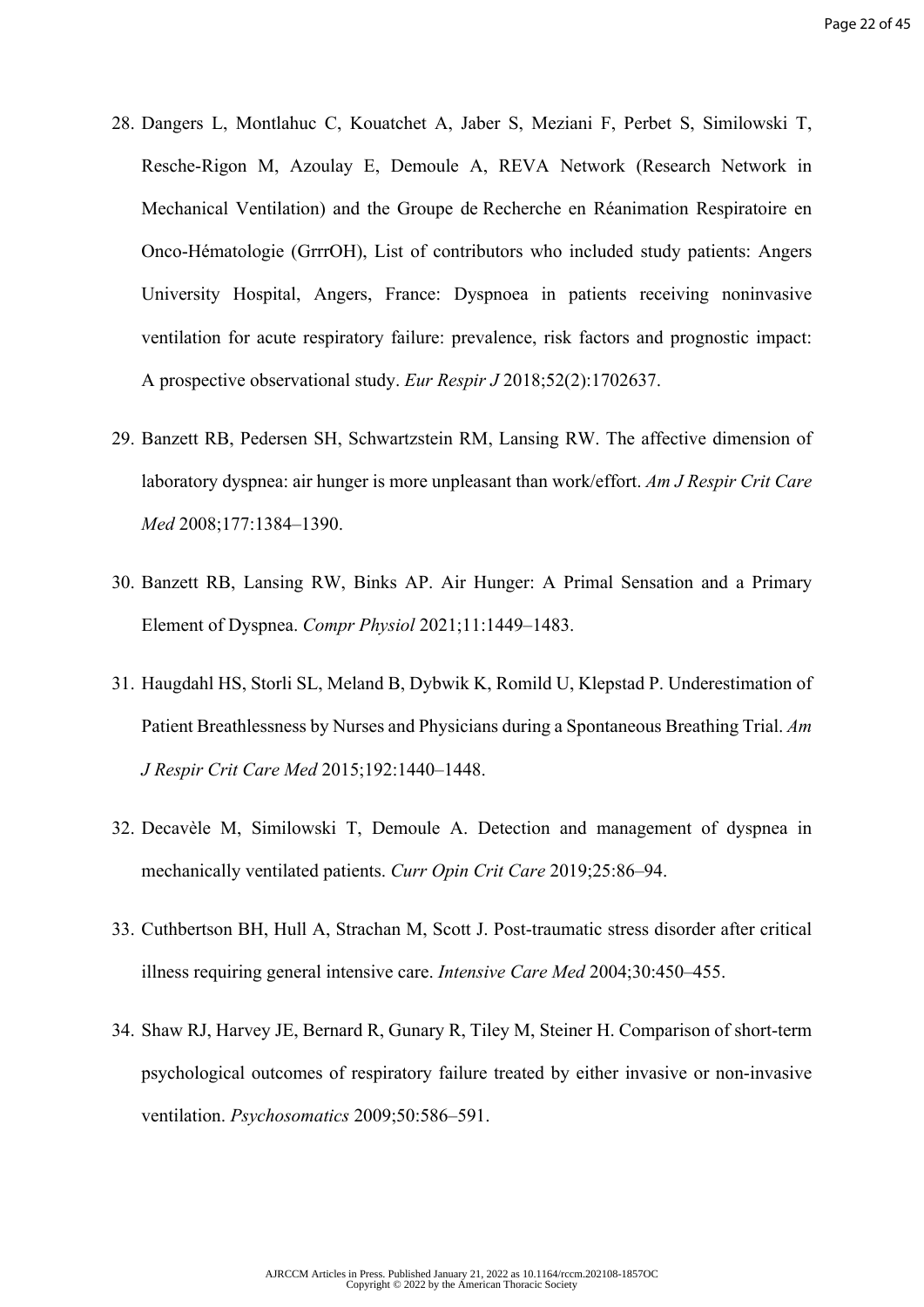28. Dangers L, Montlahuc C, Kouatchet A, Jaber S, Meziani F, Perbet S, Similowski T, Resche-Rigon M, Azoulay E, Demoule A, REVA Network (Research Network in Mechanical Ventilation) and the Groupe de Recherche en Réanimation Respiratoire en Onco-Hématologie (GrrrOH), List of contributors who included study patients: Angers University Hospital, Angers, France: Dyspnoea in patients receiving noninvasive ventilation for acute respiratory failure: prevalence, risk factors and prognostic impact: A prospective observational study. *Eur Respir J* 2018;52(2):1702637.

29. Banzett RB, Pedersen SH, Schwartzstein RM, Lansing RW. The affective dimension of laboratory dyspnea: air hunger is more unpleasant than work/effort. *Am J Respir Crit Care Med* 2008;177:1384–1390.

30. Banzett RB, Lansing RW, Binks AP. Air Hunger: A Primal Sensation and a Primary Element of Dyspnea. *Compr Physiol* 2021;11:1449–1483.

31. Haugdahl HS, Storli SL, Meland B, Dybwik K, Romild U, Klepstad P. Underestimation of Patient Breathlessness by Nurses and Physicians during a Spontaneous Breathing Trial. *Am J Respir Crit Care Med* 2015;192:1440–1448.

32. Decavèle M, Similowski T, Demoule A. Detection and management of dyspnea in mechanically ventilated patients. *Curr Opin Crit Care* 2019;25:86–94.

33. Cuthbertson BH, Hull A, Strachan M, Scott J. Post-traumatic stress disorder after critical illness requiring general intensive care. *Intensive Care Med* 2004;30:450–455.

34. Shaw RJ, Harvey JE, Bernard R, Gunary R, Tiley M, Steiner H. Comparison of short-term psychological outcomes of respiratory failure treated by either invasive or non-invasive ventilation. *Psychosomatics* 2009;50:586–591.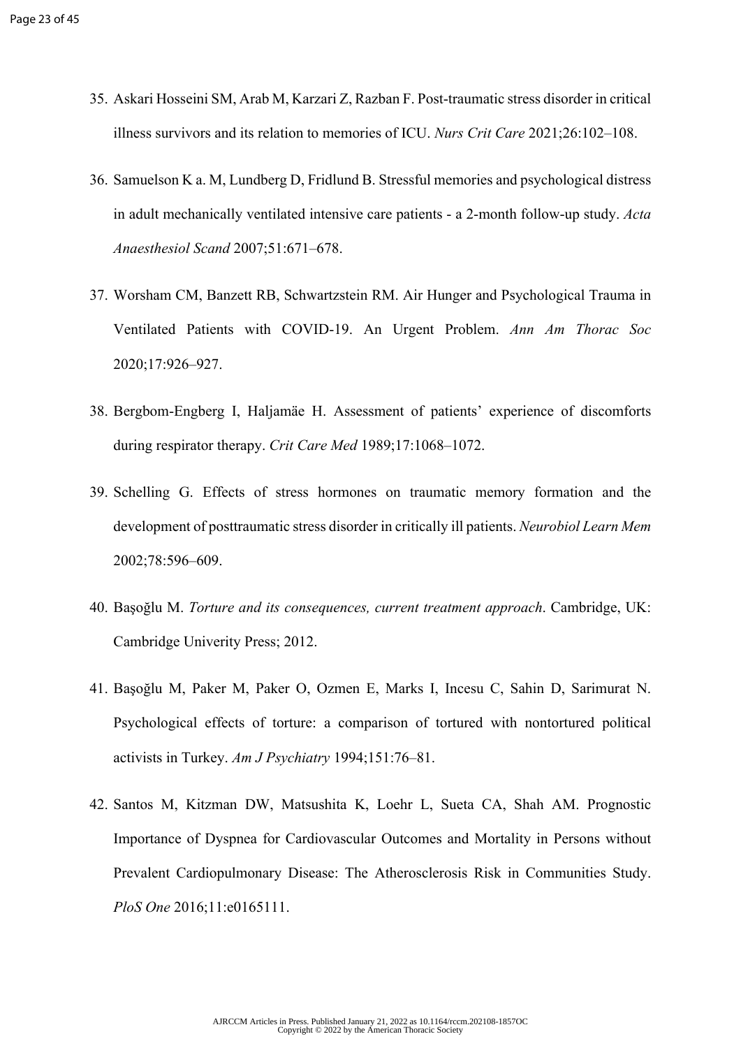35. Askari Hosseini SM, Arab M, Karzari Z, Razban F. Post-traumatic stress disorder in critical illness survivors and its relation to memories of ICU. *Nurs Crit Care* 2021;26:102–108.

36. Samuelson K a. M, Lundberg D, Fridlund B. Stressful memories and psychological distress in adult mechanically ventilated intensive care patients - a 2-month follow-up study. *Acta Anaesthesiol Scand* 2007;51:671–678.

37. Worsham CM, Banzett RB, Schwartzstein RM. Air Hunger and Psychological Trauma in Ventilated Patients with COVID-19. An Urgent Problem. *Ann Am Thorac Soc* 2020;17:926–927.

38. Bergbom-Engberg I, Haljamäe H. Assessment of patients' experience of discomforts during respirator therapy. *Crit Care Med* 1989;17:1068–1072.

39. Schelling G. Effects of stress hormones on traumatic memory formation and the development of posttraumatic stress disorder in critically ill patients. *Neurobiol Learn Mem* 2002;78:596–609.

40. Başoğlu M. *Torture and its consequences, current treatment approach*. Cambridge, UK: Cambridge Univerity Press; 2012.

41. Başoğlu M, Paker M, Paker O, Ozmen E, Marks I, Incesu C, Sahin D, Sarimurat N. Psychological effects of torture: a comparison of tortured with nontortured political activists in Turkey. *Am J Psychiatry* 1994;151:76–81.

42. Santos M, Kitzman DW, Matsushita K, Loehr L, Sueta CA, Shah AM. Prognostic Importance of Dyspnea for Cardiovascular Outcomes and Mortality in Persons without Prevalent Cardiopulmonary Disease: The Atherosclerosis Risk in Communities Study. *PloS One* 2016;11:e0165111.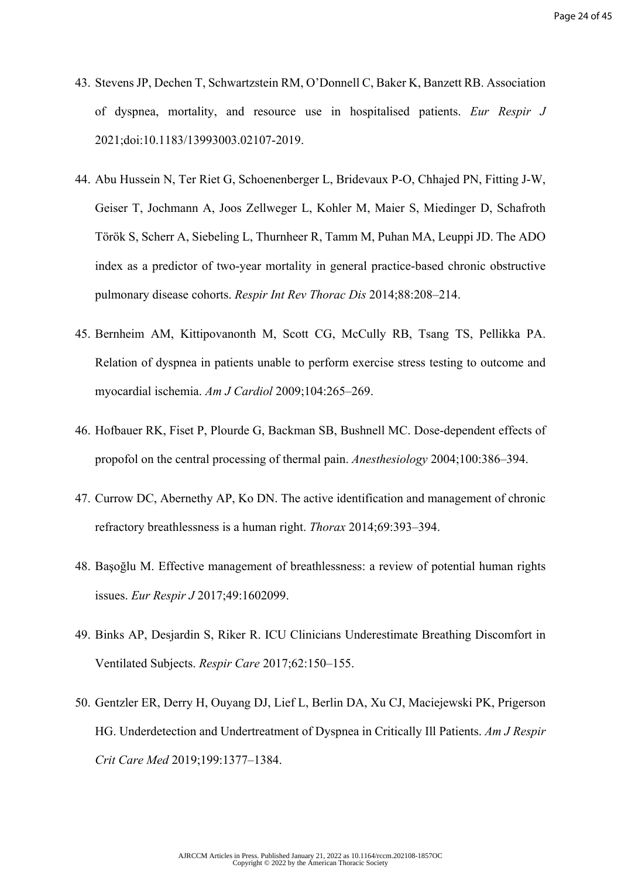43. Stevens JP, Dechen T, Schwartzstein RM, O'Donnell C, Baker K, Banzett RB. Association of dyspnea, mortality, and resource use in hospitalised patients. *Eur Respir J* 2021;doi:10.1183/13993003.02107-2019.

44. Abu Hussein N, Ter Riet G, Schoenenberger L, Bridevaux P-O, Chhajed PN, Fitting J-W, Geiser T, Jochmann A, Joos Zellweger L, Kohler M, Maier S, Miedinger D, Schafroth Török S, Scherr A, Siebeling L, Thurnheer R, Tamm M, Puhan MA, Leuppi JD. The ADO index as a predictor of two-year mortality in general practice-based chronic obstructive pulmonary disease cohorts. *Respir Int Rev Thorac Dis* 2014;88:208–214.

45. Bernheim AM, Kittipovanonth M, Scott CG, McCully RB, Tsang TS, Pellikka PA. Relation of dyspnea in patients unable to perform exercise stress testing to outcome and myocardial ischemia. *Am J Cardiol* 2009;104:265–269.

46. Hofbauer RK, Fiset P, Plourde G, Backman SB, Bushnell MC. Dose-dependent effects of propofol on the central processing of thermal pain. *Anesthesiology* 2004;100:386–394.

47. Currow DC, Abernethy AP, Ko DN. The active identification and management of chronic refractory breathlessness is a human right. *Thorax* 2014;69:393–394.

48. Başoğlu M. Effective management of breathlessness: a review of potential human rights issues. *Eur Respir J* 2017;49:1602099.

49. Binks AP, Desjardin S, Riker R. ICU Clinicians Underestimate Breathing Discomfort in Ventilated Subjects. *Respir Care* 2017;62:150–155.

50. Gentzler ER, Derry H, Ouyang DJ, Lief L, Berlin DA, Xu CJ, Maciejewski PK, Prigerson HG. Underdetection and Undertreatment of Dyspnea in Critically Ill Patients. *Am J Respir Crit Care Med* 2019;199:1377–1384.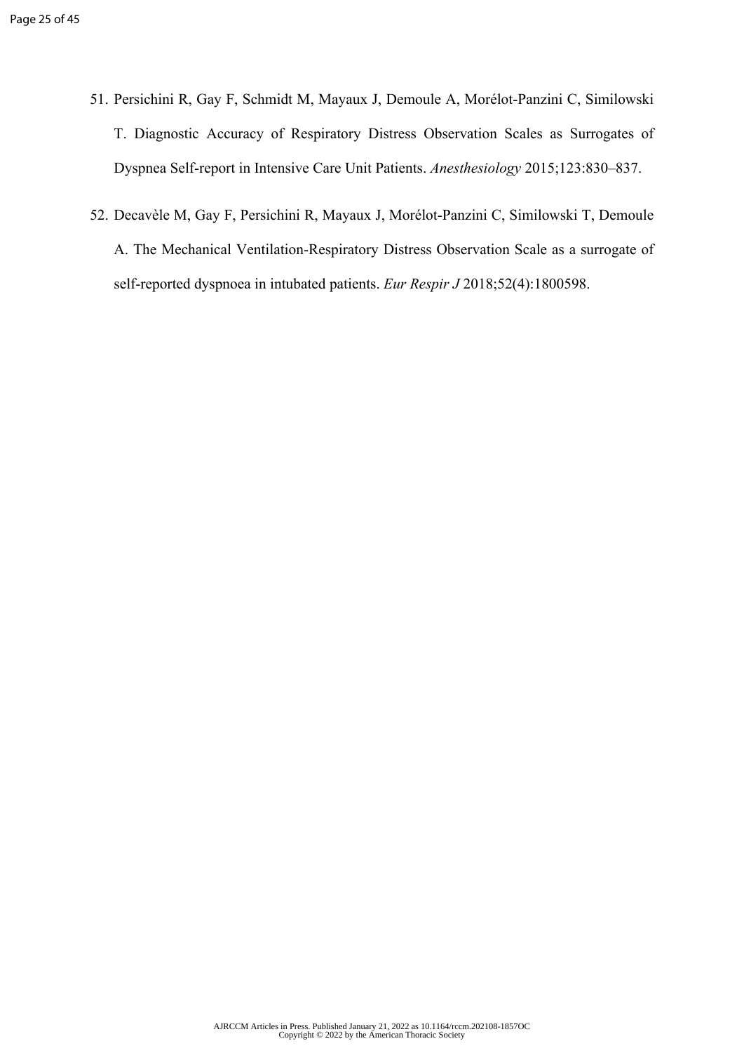51. Persichini R, Gay F, Schmidt M, Mayaux J, Demoule A, Morélot-Panzini C, Similowski T. Diagnostic Accuracy of Respiratory Distress Observation Scales as Surrogates of Dyspnea Self-report in Intensive Care Unit Patients. *Anesthesiology* 2015;123:830–837.

52. Decavèle M, Gay F, Persichini R, Mayaux J, Morélot-Panzini C, Similowski T, Demoule A. The Mechanical Ventilation-Respiratory Distress Observation Scale as a surrogate of self-reported dyspnoea in intubated patients. *Eur Respir J* 2018;52(4):1800598.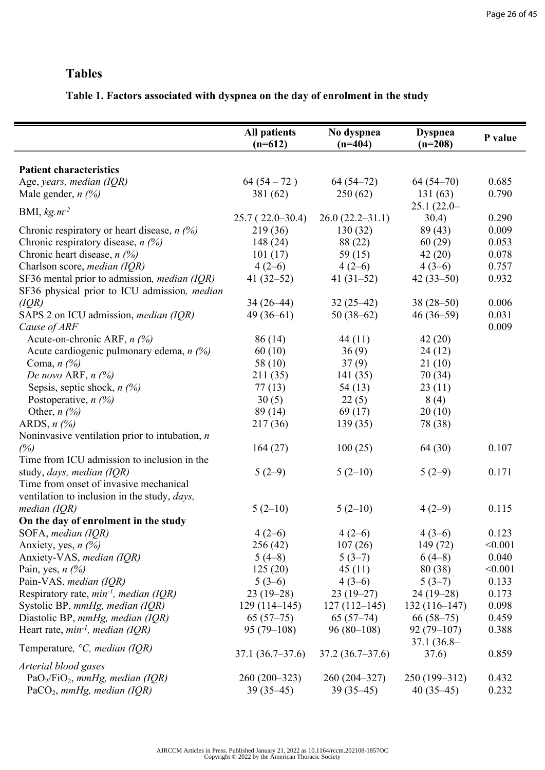## Tables

### Table 1. Factors associated with dyspnea on the day of enrolment in the study

| | All patients (n=612) | No dyspnea (n=404) | Dyspnea (n=208) | P value |
|---|---|---|---|---|
| **Patient characteristics** | | | | |
| Age, *years, median (IQR)* | 64 (54 – 72 ) | 64 (54–72) | 64 (54–70) | 0.685 |
| Male gender, *n (%)* | 381 (62) | 250 (62) | 131 (63) | 0.790 |
| BMI, $kg.m^{-2}$ | 25.7 ( 22.0–30.4) | 26.0 (22.2–31.1) | 25.1 (22.0–30.4) | 0.290 |
| Chronic respiratory or heart disease, *n (%)* | 219 (36) | 130 (32) | 89 (43) | 0.009 |
| Chronic respiratory disease, *n (%)* | 148 (24) | 88 (22) | 60 (29) | 0.053 |
| Chronic heart disease, *n (%)* | 101 (17) | 59 (15) | 42 (20) | 0.078 |
| Charlson score, *median (IQR)* | 4 (2–6) | 4 (2–6) | 4 (3–6) | 0.757 |
| SF36 mental prior to admission, *median (IQR)* | 41 (32–52) | 41 (31–52) | 42 (33–50) | 0.932 |
| SF36 physical prior to ICU admission, *median (IQR)* | 34 (26–44) | 32 (25–42) | 38 (28–50) | 0.006 |
| SAPS 2 on ICU admission, *median (IQR)* | 49 (36–61) | 50 (38–62) | 46 (36–59) | 0.031 |
| *Cause of ARF* | | | | 0.009 |
| Acute-on-chronic ARF, *n (%)* | 86 (14) | 44 (11) | 42 (20) | |
| Acute cardiogenic pulmonary edema, *n (%)* | 60 (10) | 36 (9) | 24 (12) | |
| Coma, *n (%)* | 58 (10) | 37 (9) | 21 (10) | |
| *De novo* ARF, *n (%)* | 211 (35) | 141 (35) | 70 (34) | |
| Sepsis, septic shock, *n (%)* | 77 (13) | 54 (13) | 23 (11) | |
| Postoperative, *n (%)* | 30 (5) | 22 (5) | 8 (4) | |
| Other, *n (%)* | 89 (14) | 69 (17) | 20 (10) | |
| ARDS, *n (%)* | 217 (36) | 139 (35) | 78 (38) | |
| Noninvasive ventilation prior to intubation, *n (%)* | 164 (27) | 100 (25) | 64 (30) | 0.107 |
| Time from ICU admission to inclusion in the study, *days, median (IQR)* | 5 (2–9) | 5 (2–10) | 5 (2–9) | 0.171 |
| Time from onset of invasive mechanical ventilation to inclusion in the study, *days, median (IQR)* | 5 (2–10) | 5 (2–10) | 4 (2–9) | 0.115 |
| **On the day of enrolment in the study** | | | | |
| SOFA, *median (IQR)* | 4 (2–6) | 4 (2–6) | 4 (3–6) | 0.123 |
| Anxiety, yes, *n (%)* | 256 (42) | 107 (26) | 149 (72) | <0.001 |
| Anxiety-VAS, *median (IQR)* | 5 (4–8) | 5 (3–7) | 6 (4–8) | 0.040 |
| Pain, yes, *n (%)* | 125 (20) | 45 (11) | 80 (38) | <0.001 |
| Pain-VAS, *median (IQR)* | 5 (3–6) | 4 (3–6) | 5 (3–7) | 0.133 |
| Respiratory rate, $min^{-1}$*, median (IQR)* | 23 (19–28) | 23 (19–27) | 24 (19–28) | 0.173 |
| Systolic BP, *mmHg, median (IQR)* | 129 (114–145) | 127 (112–145) | 132 (116–147) | 0.098 |
| Diastolic BP, *mmHg, median (IQR)* | 65 (57–75) | 65 (57–74) | 66 (58–75) | 0.459 |
| Heart rate, $min^{-1}$*, median (IQR)* | 95 (79–108) | 96 (80–108) | 92 (79–107) | 0.388 |
| Temperature*, °C, median (IQR)* | 37.1 (36.7–37.6) | 37.2 (36.7–37.6) | 37.1 (36.8–37.6) | 0.859 |
| *Arterial blood gases* | | | | |
| $PaO_2/FiO_2$, *mmHg, median (IQR)* | 260 (200–323) | 260 (204–327) | 250 (199–312) | 0.432 |
| $PaCO_2$, *mmHg, median (IQR)* | 39 (35–45) | 39 (35–45) | 40 (35–45) | 0.232 |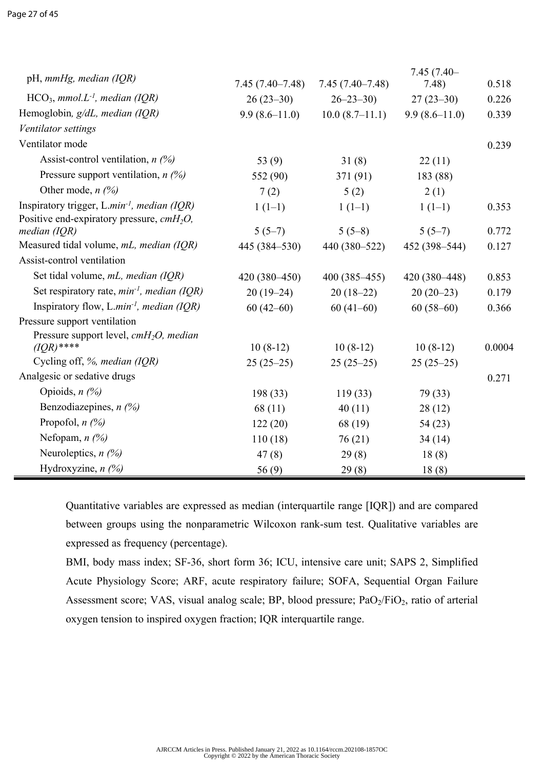| | | | | |
|---|---|---|---|---|
| pH, *mmHg, median (IQR)* | 7.45 (7.40–7.48) | 7.45 (7.40–7.48) | 7.45 (7.40–7.48) | 0.518 |
| $HCO_3$, *mmol.L$^{-1}$, median (IQR)* | 26 (23–30) | 26–23–30) | 27 (23–30) | 0.226 |
| Hemoglobin*, g/dL, median (IQR)* | 9.9 (8.6–11.0) | 10.0 (8.7–11.1) | 9.9 (8.6–11.0) | 0.339 |
| *Ventilator settings* | | | | |
| Ventilator mode | | | | 0.239 |
| Assist-control ventilation, *n (%)* | 53 (9) | 31 (8) | 22 (11) | |
| Pressure support ventilation, *n (%)* | 552 (90) | 371 (91) | 183 (88) | |
| Other mode, *n (%)* | 7 (2) | 5 (2) | 2 (1) | |
| Inspiratory trigger, L.*min$^{-1}$, median (IQR)* | 1 (1–1) | 1 (1–1) | 1 (1–1) | 0.353 |
| Positive end-expiratory pressure, *cm$H_2O$, median (IQR)* | 5 (5–7) | 5 (5–8) | 5 (5–7) | 0.772 |
| Measured tidal volume, *mL, median (IQR)* | 445 (384–530) | 440 (380–522) | 452 (398–544) | 0.127 |
| Assist-control ventilation | | | | |
| Set tidal volume, *mL, median (IQR)* | 420 (380–450) | 400 (385–455) | 420 (380–448) | 0.853 |
| Set respiratory rate, *min$^{-1}$, median (IQR)* | 20 (19–24) | 20 (18–22) | 20 (20–23) | 0.179 |
| Inspiratory flow, L.*min$^{-1}$, median (IQR)* | 60 (42–60) | 60 (41–60) | 60 (58–60) | 0.366 |
| Pressure support ventilation | | | | |
| Pressure support level, *cm$H_2O$, median (IQR)*\*\*\*\* | 10 (8-12) | 10 (8-12) | 10 (8-12) | 0.0004 |
| Cycling off, *%, median (IQR)* | 25 (25–25) | 25 (25–25) | 25 (25–25) | |
| Analgesic or sedative drugs | | | | 0.271 |
| Opioids, *n (%)* | 198 (33) | 119 (33) | 79 (33) | |
| Benzodiazepines, *n (%)* | 68 (11) | 40 (11) | 28 (12) | |
| Propofol, *n (%)* | 122 (20) | 68 (19) | 54 (23) | |
| Nefopam, *n (%)* | 110 (18) | 76 (21) | 34 (14) | |
| Neuroleptics, *n (%)* | 47 (8) | 29 (8) | 18 (8) | |
| Hydroxyzine, *n (%)* | 56 (9) | 29 (8) | 18 (8) | |

Quantitative variables are expressed as median (interquartile range [IQR]) and are compared between groups using the nonparametric Wilcoxon rank-sum test. Qualitative variables are expressed as frequency (percentage).

BMI, body mass index; SF-36, short form 36; ICU, intensive care unit; SAPS 2, Simplified Acute Physiology Score; ARF, acute respiratory failure; SOFA, Sequential Organ Failure Assessment score; VAS, visual analog scale; BP, blood pressure; $PaO_2/FiO_2$, ratio of arterial oxygen tension to inspired oxygen fraction; IQR interquartile range.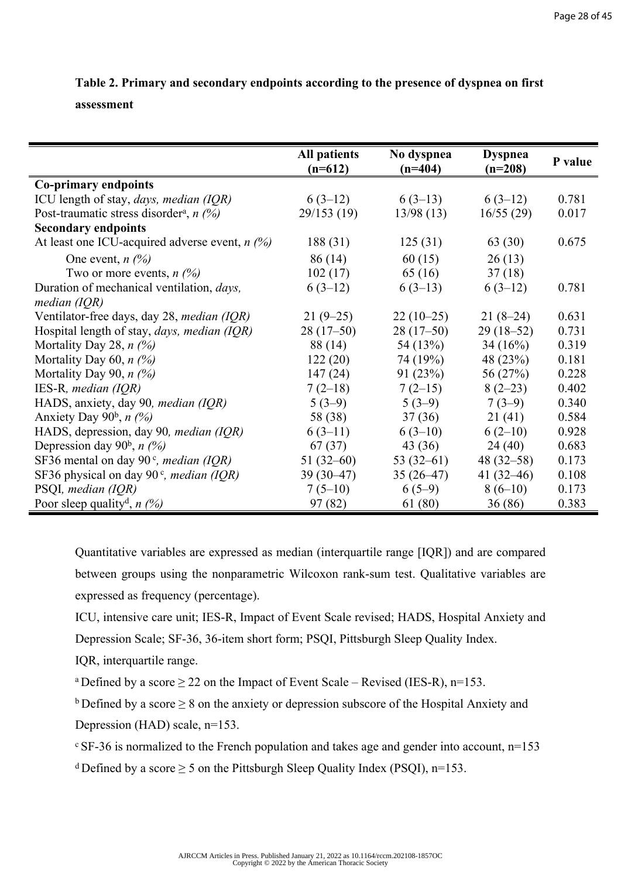**Table 2. Primary and secondary endpoints according to the presence of dyspnea on first assessment**

| | All patients (n=612) | No dyspnea (n=404) | Dyspnea (n=208) | P value |
|---|---|---|---|---|
| **Co-primary endpoints** | | | | |
| ICU length of stay, *days, median (IQR)* | 6 (3–12) | 6 (3–13) | 6 (3–12) | 0.781 |
| Post-traumatic stress disorder[a], *n (%)* | 29/153 (19) | 13/98 (13) | 16/55 (29) | 0.017 |
| **Secondary endpoints** | | | | |
| At least one ICU-acquired adverse event, *n (%)* | 188 (31) | 125 (31) | 63 (30) | 0.675 |
| One event, *n (%)* | 86 (14) | 60 (15) | 26 (13) | |
| Two or more events, *n (%)* | 102 (17) | 65 (16) | 37 (18) | |
| Duration of mechanical ventilation, *days, median (IQR)* | 6 (3–12) | 6 (3–13) | 6 (3–12) | 0.781 |
| Ventilator-free days, day 28, *median (IQR)* | 21 (9–25) | 22 (10–25) | 21 (8–24) | 0.631 |
| Hospital length of stay, *days, median (IQR)* | 28 (17–50) | 28 (17–50) | 29 (18–52) | 0.731 |
| Mortality Day 28, *n (%)* | 88 (14) | 54 (13%) | 34 (16%) | 0.319 |
| Mortality Day 60, *n (%)* | 122 (20) | 74 (19%) | 48 (23%) | 0.181 |
| Mortality Day 90, *n (%)* | 147 (24) | 91 (23%) | 56 (27%) | 0.228 |
| IES-R*, median (IQR)* | 7 (2–18) | 7 (2–15) | 8 (2–23) | 0.402 |
| HADS, anxiety, day 90*, median (IQR)* | 5 (3–9) | 5 (3–9) | 7 (3–9) | 0.340 |
| Anxiety Day 90[b], *n (%)* | 58 (38) | 37 (36) | 21 (41) | 0.584 |
| HADS, depression, day 90*, median (IQR)* | 6 (3–11) | 6 (3–10) | 6 (2–10) | 0.928 |
| Depression day 90[b], *n (%)* | 67 (37) | 43 (36) | 24 (40) | 0.683 |
| SF36 mental on day 90[c]*, median (IQR)* | 51 (32–60) | 53 (32–61) | 48 (32–58) | 0.173 |
| SF36 physical on day 90[c]*, median (IQR)* | 39 (30–47) | 35 (26–47) | 41 (32–46) | 0.108 |
| PSQI*, median (IQR)* | 7 (5–10) | 6 (5–9) | 8 (6–10) | 0.173 |
| Poor sleep quality[d], *n (%)* | 97 (82) | 61 (80) | 36 (86) | 0.383 |

Quantitative variables are expressed as median (interquartile range [IQR]) and are compared between groups using the nonparametric Wilcoxon rank-sum test. Qualitative variables are expressed as frequency (percentage).

ICU, intensive care unit; IES-R, Impact of Event Scale revised; HADS, Hospital Anxiety and Depression Scale; SF-36, 36-item short form; PSQI, Pittsburgh Sleep Quality Index.

IQR, interquartile range.

[a] Defined by a score ≥ 22 on the Impact of Event Scale – Revised (IES-R), n=153.

[b] Defined by a score ≥ 8 on the anxiety or depression subscore of the Hospital Anxiety and Depression (HAD) scale, n=153.

[c] SF-36 is normalized to the French population and takes age and gender into account, n=153

[d] Defined by a score ≥ 5 on the Pittsburgh Sleep Quality Index (PSQI), n=153.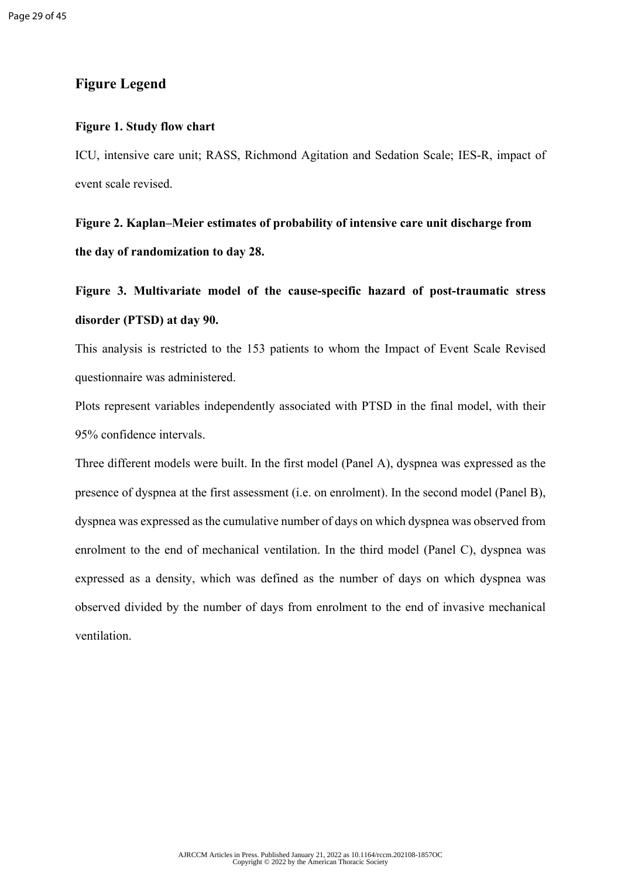## Figure Legend

**Figure 1. Study flow chart**

ICU, intensive care unit; RASS, Richmond Agitation and Sedation Scale; IES-R, impact of event scale revised.

**Figure 2. Kaplan–Meier estimates of probability of intensive care unit discharge from the day of randomization to day 28.**

**Figure 3. Multivariate model of the cause-specific hazard of post-traumatic stress disorder (PTSD) at day 90.**

This analysis is restricted to the 153 patients to whom the Impact of Event Scale Revised questionnaire was administered.

Plots represent variables independently associated with PTSD in the final model, with their 95% confidence intervals.

Three different models were built. In the first model (Panel A), dyspnea was expressed as the presence of dyspnea at the first assessment (i.e. on enrolment). In the second model (Panel B), dyspnea was expressed as the cumulative number of days on which dyspnea was observed from enrolment to the end of mechanical ventilation. In the third model (Panel C), dyspnea was expressed as a density, which was defined as the number of days on which dyspnea was observed divided by the number of days from enrolment to the end of invasive mechanical ventilation.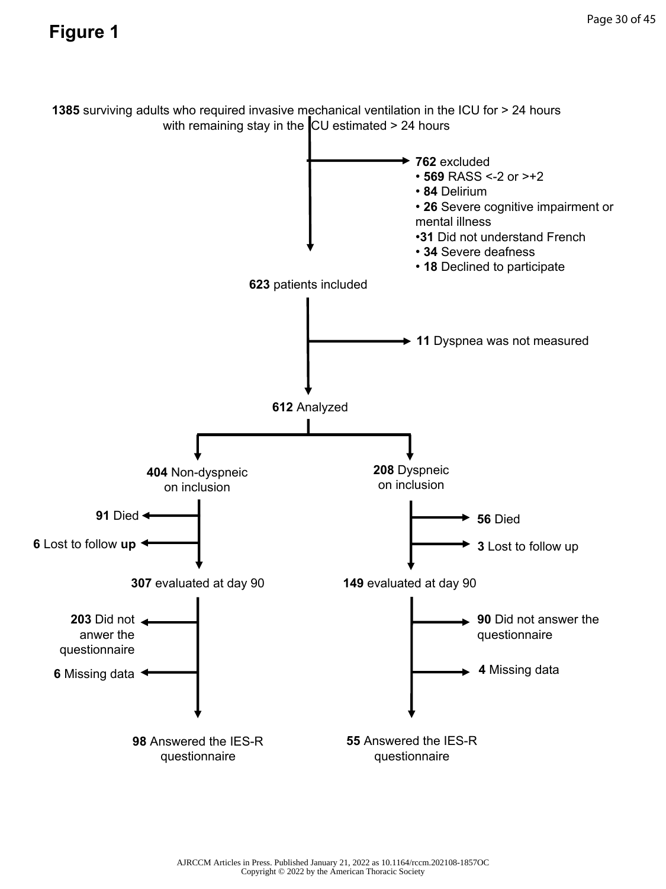# Figure 1

**1385** surviving adults who required invasive mechanical ventilation in the ICU for > 24 hours with remaining stay in the ICU estimated > 24 hours

**762** excluded
- **569** RASS <-2 or >+2
- **84** Delirium
- **26** Severe cognitive impairment or mental illness
- **31** Did not understand French
- **34** Severe deafness
- **18** Declined to participate

**623** patients included

**11** Dyspnea was not measured

**612** Analyzed

**404** Non-dyspneic on inclusion

- **91** Died
- **6** Lost to follow **up**

**307** evaluated at day 90

- **203** Did not anwer the questionnaire
- **6** Missing data

**98** Answered the IES-R questionnaire

**208** Dyspneic on inclusion

- **56** Died
- **3** Lost to follow up

**149** evaluated at day 90

- **90** Did not answer the questionnaire
- **4** Missing data

**55** Answered the IES-R questionnaire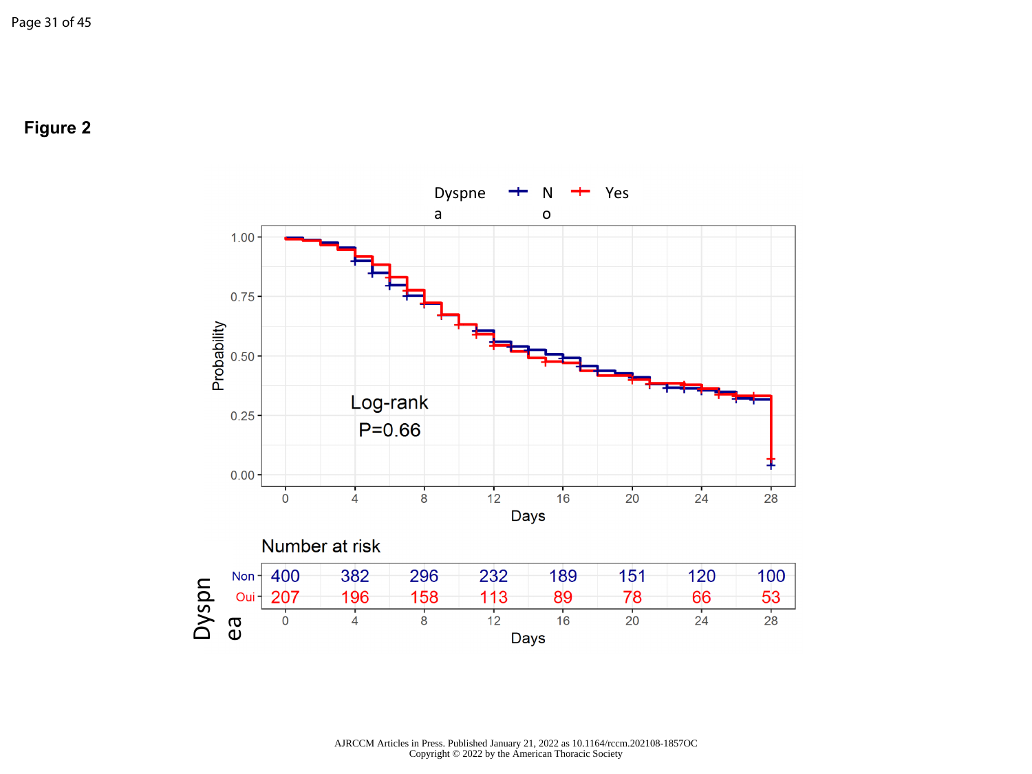**Figure 2**

Dyspnea — No — Yes

Log-rank
P=0.66

Number at risk

| Dyspnea | 0 | 4 | 8 | 12 | 16 | 20 | 24 | 28 |
|---|---|---|---|---|---|---|---|---|
| Non | 400 | 382 | 296 | 232 | 189 | 151 | 120 | 100 |
| Oui | 207 | 196 | 158 | 113 | 89 | 78 | 66 | 53 |

Days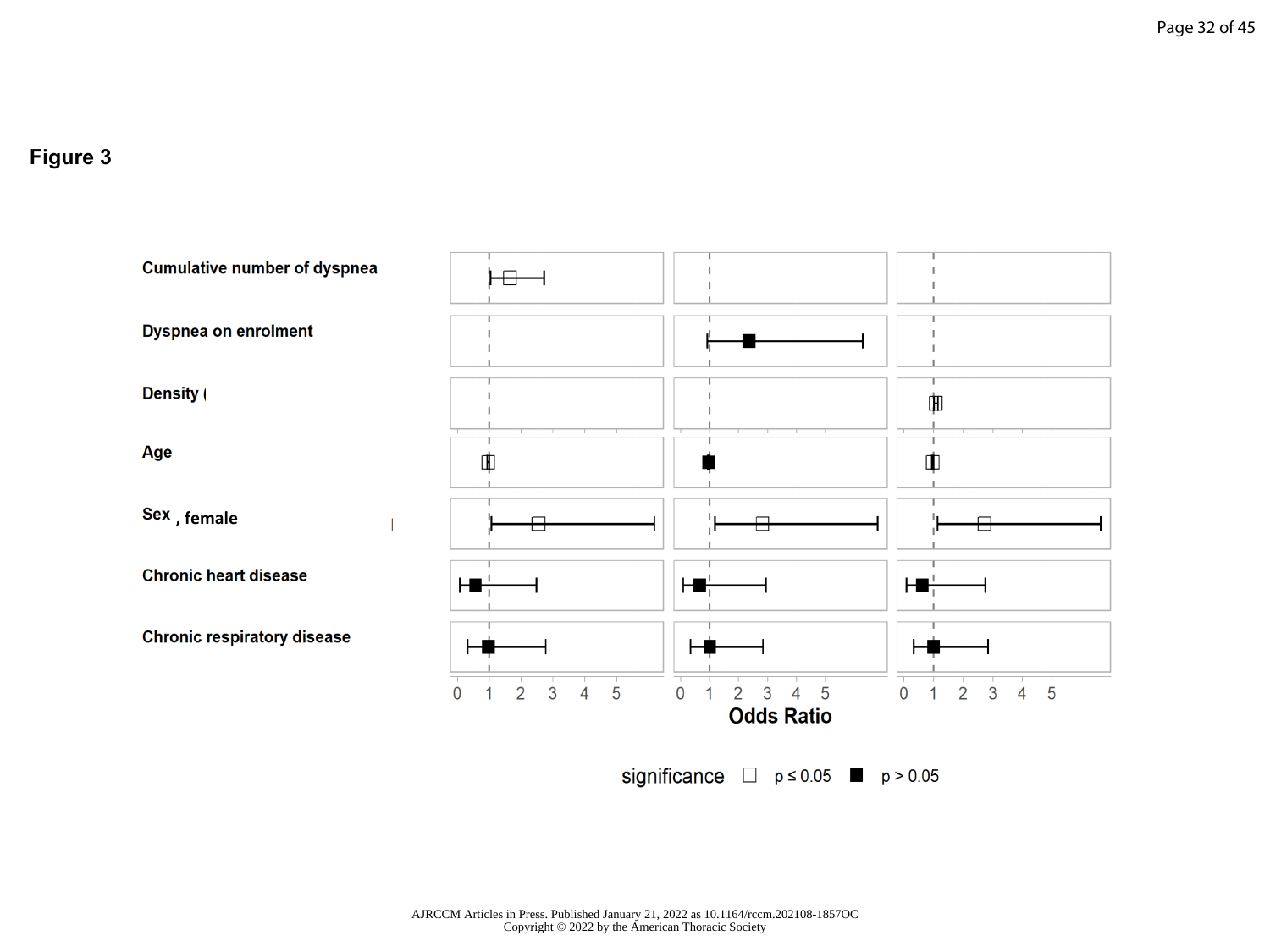# Figure 3

| | | | |
|---|---|---|---|
| Cumulative number of dyspnea | | | |
| Dyspnea on enrolment | | | |
| Density ( | | | |
| Age | | | |
| Sex , female | | | |
| Chronic heart disease | | | |
| Chronic respiratory disease | | | |

0 1 2 3 4 5 &nbsp;&nbsp; 0 1 2 3 4 5 &nbsp;&nbsp; 0 1 2 3 4 5

**Odds Ratio**

significance □ p ≤ 0.05 ■ p > 0.05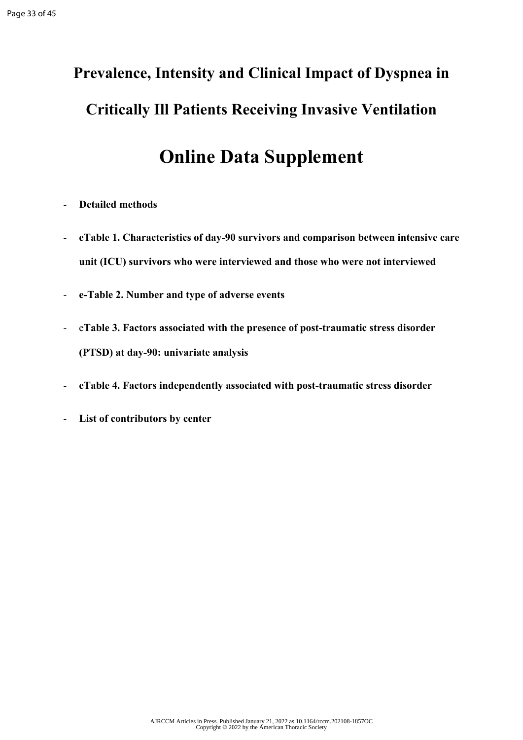# Prevalence, Intensity and Clinical Impact of Dyspnea in Critically Ill Patients Receiving Invasive Ventilation

# Online Data Supplement

- **Detailed methods**
- **eTable 1. Characteristics of day-90 survivors and comparison between intensive care unit (ICU) survivors who were interviewed and those who were not interviewed**
- **e-Table 2. Number and type of adverse events**
- e**Table 3. Factors associated with the presence of post-traumatic stress disorder (PTSD) at day-90: univariate analysis**
- **eTable 4. Factors independently associated with post-traumatic stress disorder**
- **List of contributors by center**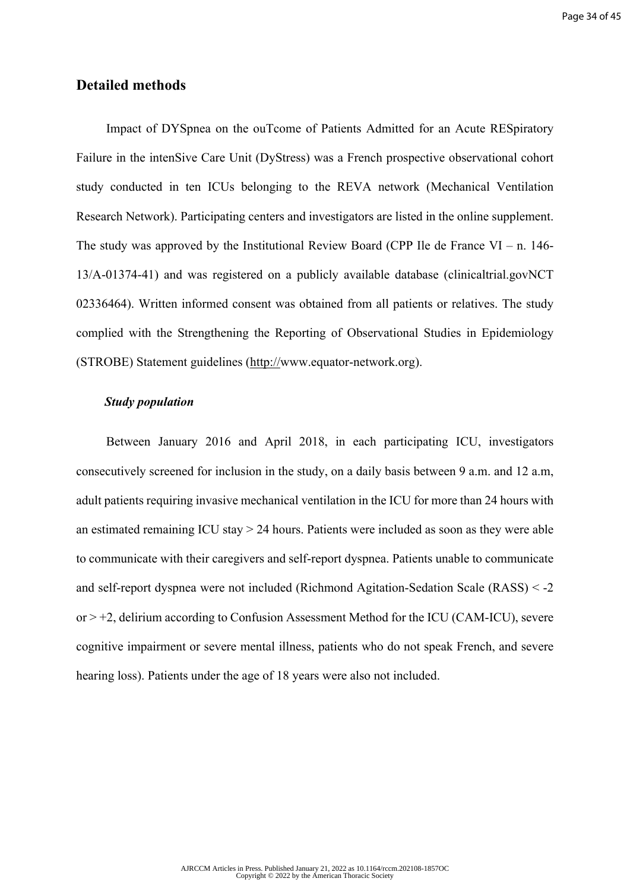## Detailed methods

Impact of DYSpnea on the ouTcome of Patients Admitted for an Acute RESpiratory Failure in the intenSive Care Unit (DyStress) was a French prospective observational cohort study conducted in ten ICUs belonging to the REVA network (Mechanical Ventilation Research Network). Participating centers and investigators are listed in the online supplement. The study was approved by the Institutional Review Board (CPP Ile de France VI – n. 146-13/A-01374-41) and was registered on a publicly available database (clinicaltrial.govNCT 02336464). Written informed consent was obtained from all patients or relatives. The study complied with the Strengthening the Reporting of Observational Studies in Epidemiology (STROBE) Statement guidelines (http://www.equator-network.org).

### *Study population*

Between January 2016 and April 2018, in each participating ICU, investigators consecutively screened for inclusion in the study, on a daily basis between 9 a.m. and 12 a.m, adult patients requiring invasive mechanical ventilation in the ICU for more than 24 hours with an estimated remaining ICU stay > 24 hours. Patients were included as soon as they were able to communicate with their caregivers and self-report dyspnea. Patients unable to communicate and self-report dyspnea were not included (Richmond Agitation-Sedation Scale (RASS) < -2 or > +2, delirium according to Confusion Assessment Method for the ICU (CAM-ICU), severe cognitive impairment or severe mental illness, patients who do not speak French, and severe hearing loss). Patients under the age of 18 years were also not included.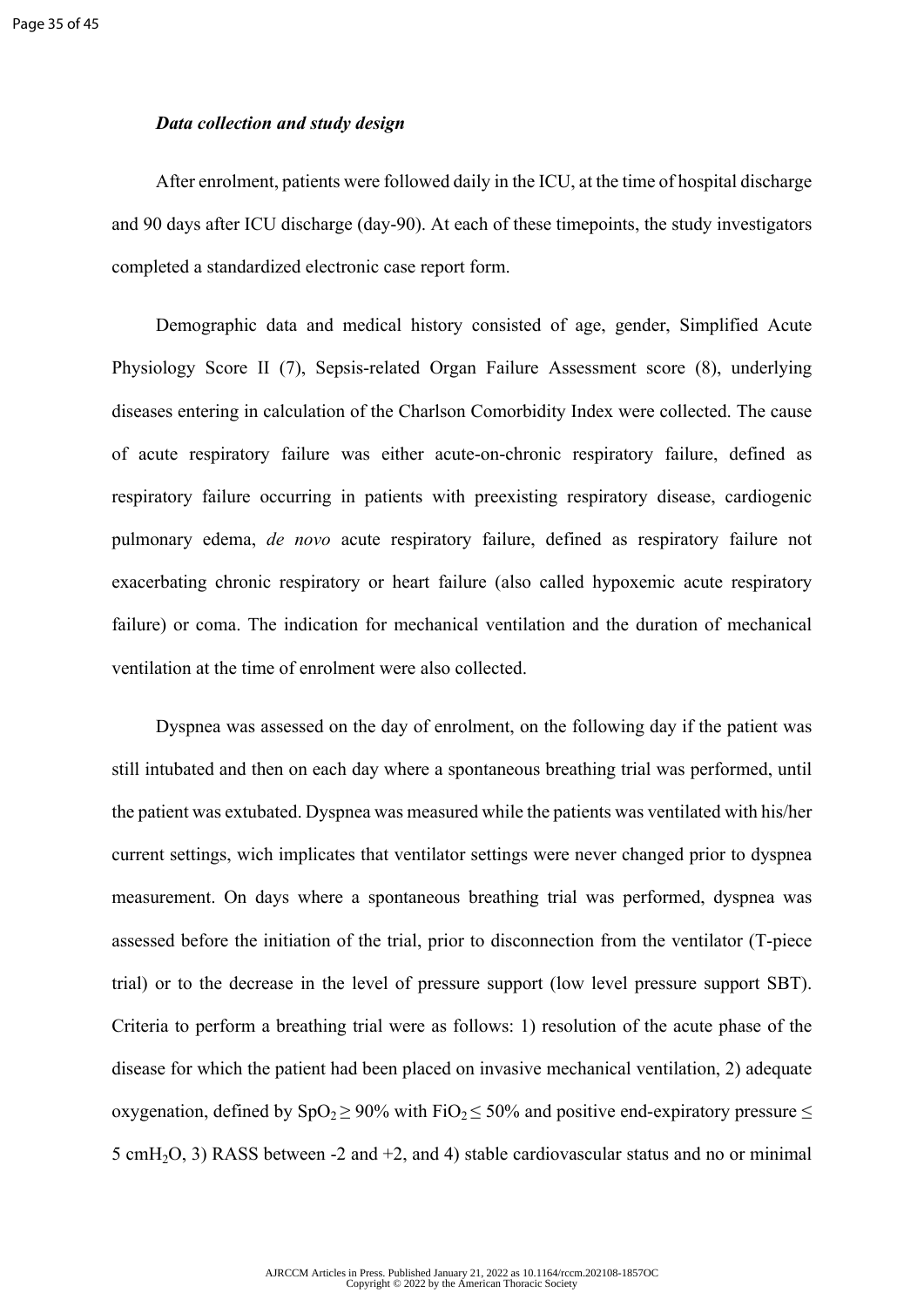### *Data collection and study design*

After enrolment, patients were followed daily in the ICU, at the time of hospital discharge and 90 days after ICU discharge (day-90). At each of these timepoints, the study investigators completed a standardized electronic case report form.

Demographic data and medical history consisted of age, gender, Simplified Acute Physiology Score II (7), Sepsis-related Organ Failure Assessment score (8), underlying diseases entering in calculation of the Charlson Comorbidity Index were collected. The cause of acute respiratory failure was either acute-on-chronic respiratory failure, defined as respiratory failure occurring in patients with preexisting respiratory disease, cardiogenic pulmonary edema, *de novo* acute respiratory failure, defined as respiratory failure not exacerbating chronic respiratory or heart failure (also called hypoxemic acute respiratory failure) or coma. The indication for mechanical ventilation and the duration of mechanical ventilation at the time of enrolment were also collected.

Dyspnea was assessed on the day of enrolment, on the following day if the patient was still intubated and then on each day where a spontaneous breathing trial was performed, until the patient was extubated. Dyspnea was measured while the patients was ventilated with his/her current settings, wich implicates that ventilator settings were never changed prior to dyspnea measurement. On days where a spontaneous breathing trial was performed, dyspnea was assessed before the initiation of the trial, prior to disconnection from the ventilator (T-piece trial) or to the decrease in the level of pressure support (low level pressure support SBT). Criteria to perform a breathing trial were as follows: 1) resolution of the acute phase of the disease for which the patient had been placed on invasive mechanical ventilation, 2) adequate oxygenation, defined by $SpO_2 \geq 90\%$ with $FiO_2 \leq 50\%$ and positive end-expiratory pressure $\leq$ 5 $cmH_2O$, 3) RASS between -2 and +2, and 4) stable cardiovascular status and no or minimal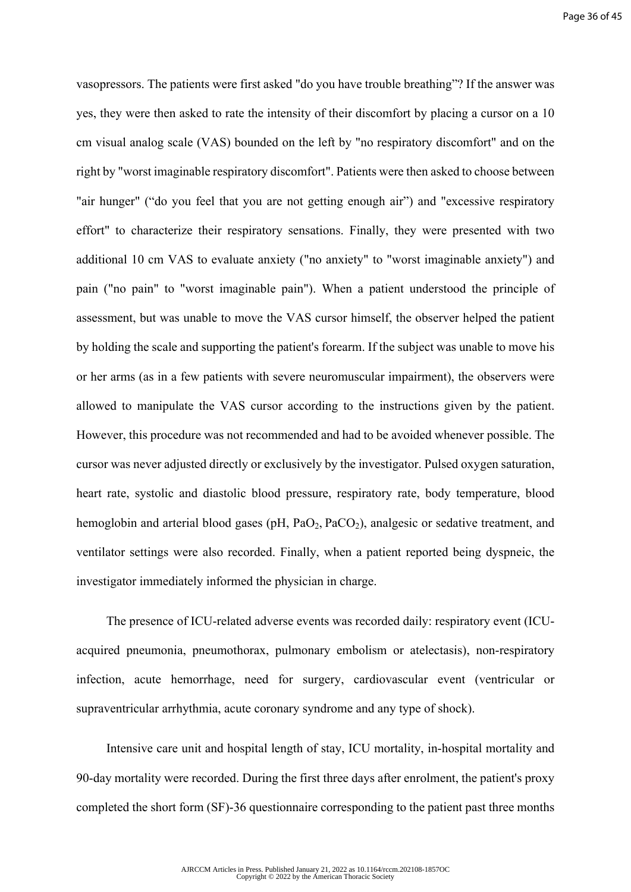vasopressors. The patients were first asked "do you have trouble breathing”? If the answer was yes, they were then asked to rate the intensity of their discomfort by placing a cursor on a 10 cm visual analog scale (VAS) bounded on the left by "no respiratory discomfort" and on the right by "worst imaginable respiratory discomfort". Patients were then asked to choose between "air hunger" (“do you feel that you are not getting enough air”) and "excessive respiratory effort" to characterize their respiratory sensations. Finally, they were presented with two additional 10 cm VAS to evaluate anxiety ("no anxiety" to "worst imaginable anxiety") and pain ("no pain" to "worst imaginable pain"). When a patient understood the principle of assessment, but was unable to move the VAS cursor himself, the observer helped the patient by holding the scale and supporting the patient's forearm. If the subject was unable to move his or her arms (as in a few patients with severe neuromuscular impairment), the observers were allowed to manipulate the VAS cursor according to the instructions given by the patient. However, this procedure was not recommended and had to be avoided whenever possible. The cursor was never adjusted directly or exclusively by the investigator. Pulsed oxygen saturation, heart rate, systolic and diastolic blood pressure, respiratory rate, body temperature, blood hemoglobin and arterial blood gases (pH, $PaO_2$, $PaCO_2$), analgesic or sedative treatment, and ventilator settings were also recorded. Finally, when a patient reported being dyspneic, the investigator immediately informed the physician in charge.

The presence of ICU-related adverse events was recorded daily: respiratory event (ICU-acquired pneumonia, pneumothorax, pulmonary embolism or atelectasis), non-respiratory infection, acute hemorrhage, need for surgery, cardiovascular event (ventricular or supraventricular arrhythmia, acute coronary syndrome and any type of shock).

Intensive care unit and hospital length of stay, ICU mortality, in-hospital mortality and 90-day mortality were recorded. During the first three days after enrolment, the patient's proxy completed the short form (SF)-36 questionnaire corresponding to the patient past three months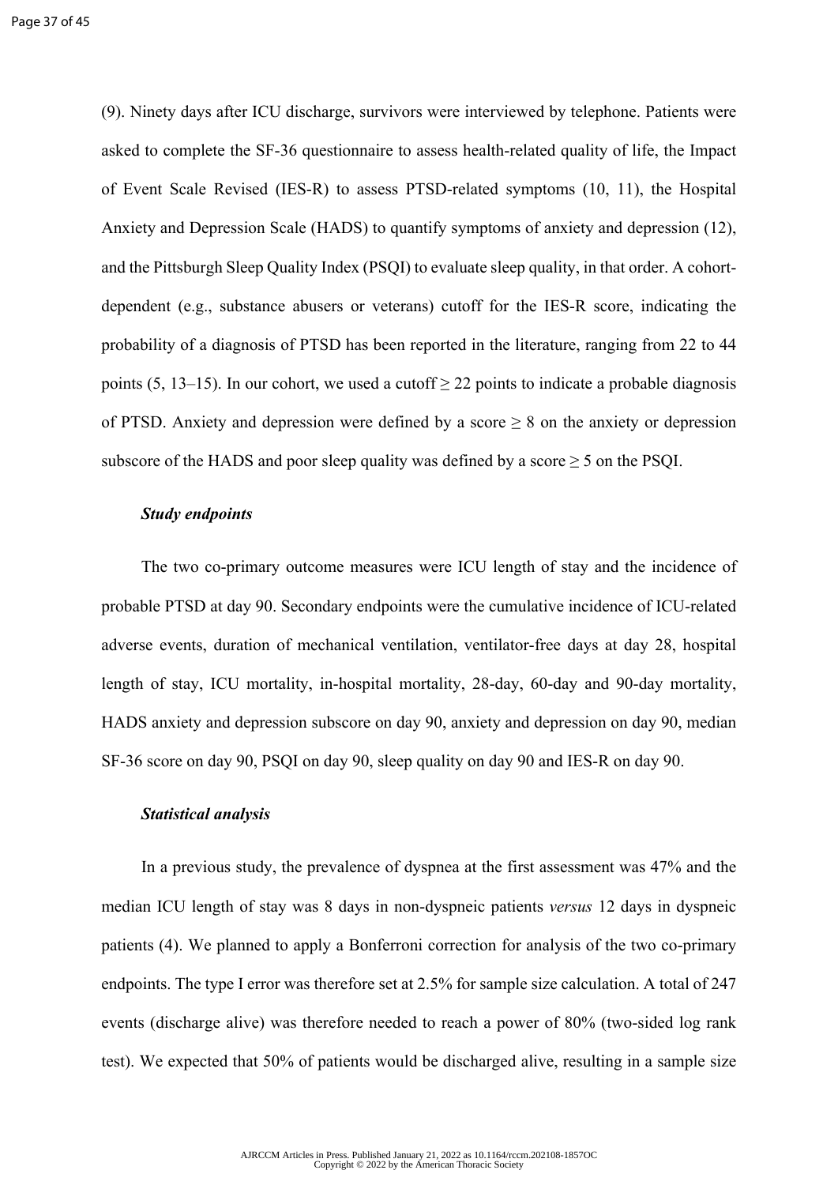(9). Ninety days after ICU discharge, survivors were interviewed by telephone. Patients were asked to complete the SF-36 questionnaire to assess health-related quality of life, the Impact of Event Scale Revised (IES-R) to assess PTSD-related symptoms (10, 11), the Hospital Anxiety and Depression Scale (HADS) to quantify symptoms of anxiety and depression (12), and the Pittsburgh Sleep Quality Index (PSQI) to evaluate sleep quality, in that order. A cohort-dependent (e.g., substance abusers or veterans) cutoff for the IES-R score, indicating the probability of a diagnosis of PTSD has been reported in the literature, ranging from 22 to 44 points (5, 13–15). In our cohort, we used a cutoff $\geq$ 22 points to indicate a probable diagnosis of PTSD. Anxiety and depression were defined by a score $\geq$ 8 on the anxiety or depression subscore of the HADS and poor sleep quality was defined by a score $\geq$ 5 on the PSQI.

### *Study endpoints*

The two co-primary outcome measures were ICU length of stay and the incidence of probable PTSD at day 90. Secondary endpoints were the cumulative incidence of ICU-related adverse events, duration of mechanical ventilation, ventilator-free days at day 28, hospital length of stay, ICU mortality, in-hospital mortality, 28-day, 60-day and 90-day mortality, HADS anxiety and depression subscore on day 90, anxiety and depression on day 90, median SF-36 score on day 90, PSQI on day 90, sleep quality on day 90 and IES-R on day 90.

### *Statistical analysis*

In a previous study, the prevalence of dyspnea at the first assessment was 47% and the median ICU length of stay was 8 days in non-dyspneic patients *versus* 12 days in dyspneic patients (4). We planned to apply a Bonferroni correction for analysis of the two co-primary endpoints. The type I error was therefore set at 2.5% for sample size calculation. A total of 247 events (discharge alive) was therefore needed to reach a power of 80% (two-sided log rank test). We expected that 50% of patients would be discharged alive, resulting in a sample size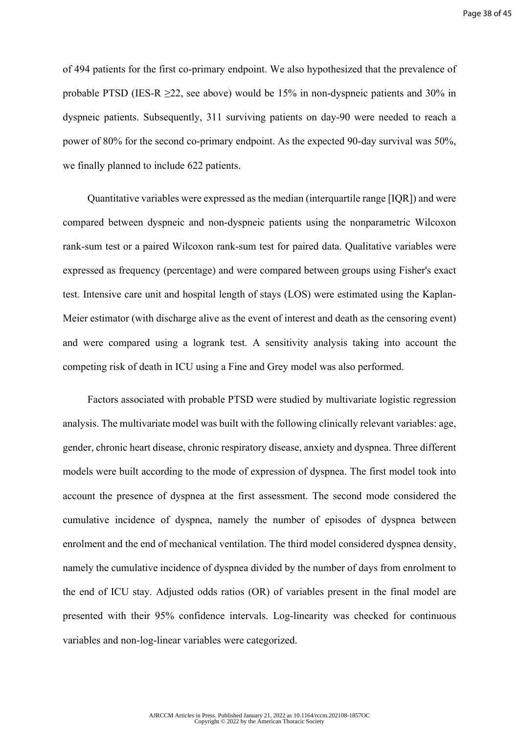of 494 patients for the first co-primary endpoint. We also hypothesized that the prevalence of probable PTSD (IES-R $\geq$22, see above) would be 15% in non-dyspneic patients and 30% in dyspneic patients. Subsequently, 311 surviving patients on day-90 were needed to reach a power of 80% for the second co-primary endpoint. As the expected 90-day survival was 50%, we finally planned to include 622 patients.

Quantitative variables were expressed as the median (interquartile range [IQR]) and were compared between dyspneic and non-dyspneic patients using the nonparametric Wilcoxon rank-sum test or a paired Wilcoxon rank-sum test for paired data. Qualitative variables were expressed as frequency (percentage) and were compared between groups using Fisher's exact test. Intensive care unit and hospital length of stays (LOS) were estimated using the Kaplan-Meier estimator (with discharge alive as the event of interest and death as the censoring event) and were compared using a logrank test. A sensitivity analysis taking into account the competing risk of death in ICU using a Fine and Grey model was also performed.

Factors associated with probable PTSD were studied by multivariate logistic regression analysis. The multivariate model was built with the following clinically relevant variables: age, gender, chronic heart disease, chronic respiratory disease, anxiety and dyspnea. Three different models were built according to the mode of expression of dyspnea. The first model took into account the presence of dyspnea at the first assessment. The second mode considered the cumulative incidence of dyspnea, namely the number of episodes of dyspnea between enrolment and the end of mechanical ventilation. The third model considered dyspnea density, namely the cumulative incidence of dyspnea divided by the number of days from enrolment to the end of ICU stay. Adjusted odds ratios (OR) of variables present in the final model are presented with their 95% confidence intervals. Log-linearity was checked for continuous variables and non-log-linear variables were categorized.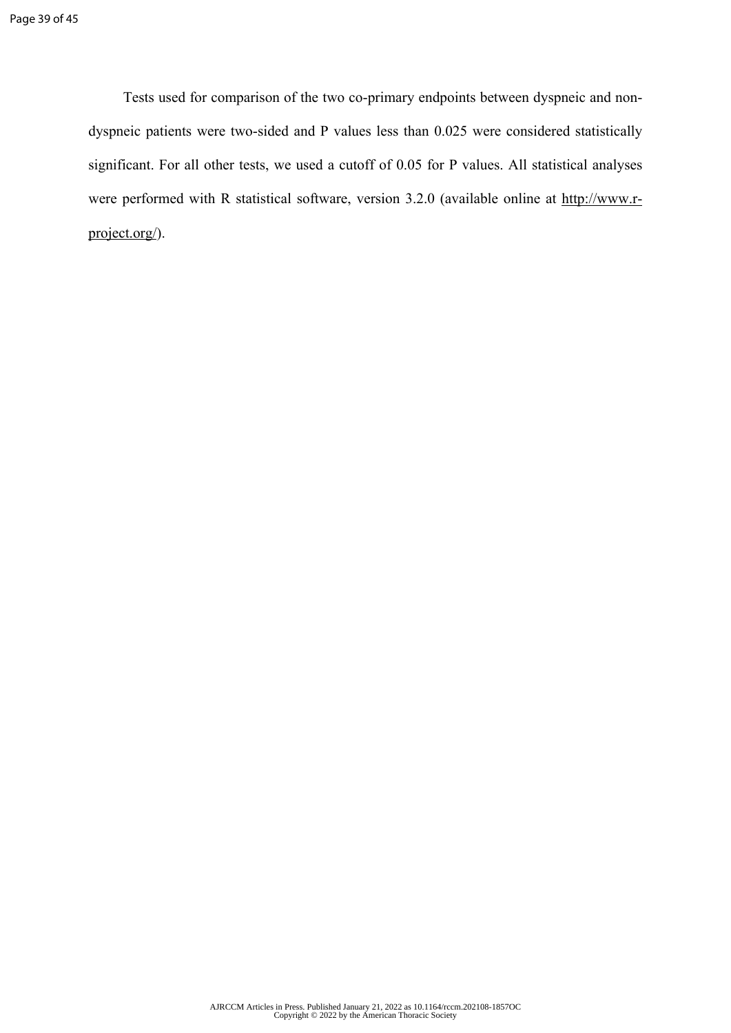Tests used for comparison of the two co-primary endpoints between dyspneic and non-dyspneic patients were two-sided and P values less than 0.025 were considered statistically significant. For all other tests, we used a cutoff of 0.05 for P values. All statistical analyses were performed with R statistical software, version 3.2.0 (available online at http://www.r-project.org/).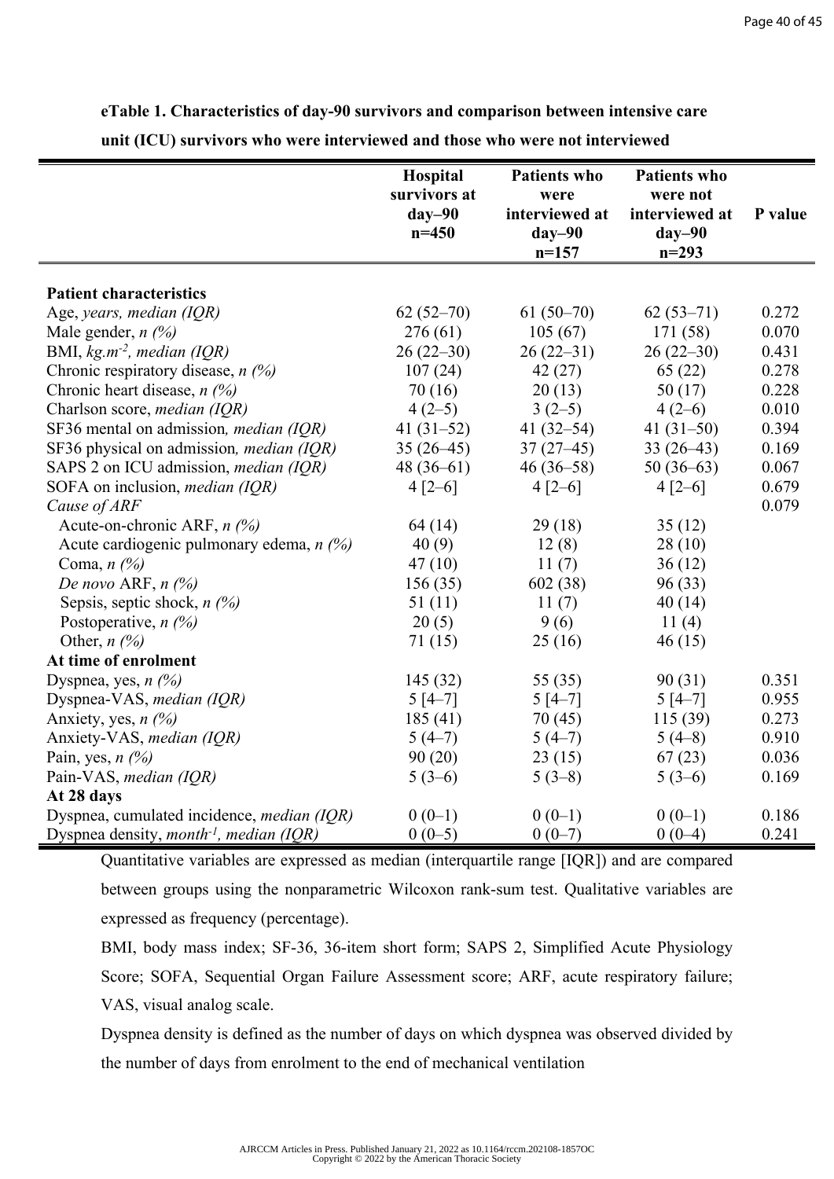**eTable 1. Characteristics of day-90 survivors and comparison between intensive care unit (ICU) survivors who were interviewed and those who were not interviewed**

| | Hospital survivors at day–90 n=450 | Patients who were interviewed at day–90 n=157 | Patients who were not interviewed at day–90 n=293 | P value |
|---|---|---|---|---|
| **Patient characteristics** | | | | |
| Age, *years, median (IQR)* | 62 (52–70) | 61 (50–70) | 62 (53–71) | 0.272 |
| Male gender, *n (%)* | 276 (61) | 105 (67) | 171 (58) | 0.070 |
| BMI, *kg.m$^{-2}$, median (IQR)* | 26 (22–30) | 26 (22–31) | 26 (22–30) | 0.431 |
| Chronic respiratory disease, *n (%)* | 107 (24) | 42 (27) | 65 (22) | 0.278 |
| Chronic heart disease, *n (%)* | 70 (16) | 20 (13) | 50 (17) | 0.228 |
| Charlson score, *median (IQR)* | 4 (2–5) | 3 (2–5) | 4 (2–6) | 0.010 |
| SF36 mental on admission*, median (IQR)* | 41 (31–52) | 41 (32–54) | 41 (31–50) | 0.394 |
| SF36 physical on admission*, median (IQR)* | 35 (26–45) | 37 (27–45) | 33 (26–43) | 0.169 |
| SAPS 2 on ICU admission, *median (IQR)* | 48 (36–61) | 46 (36–58) | 50 (36–63) | 0.067 |
| SOFA on inclusion, *median (IQR)* | 4 [2–6] | 4 [2–6] | 4 [2–6] | 0.679 |
| *Cause of ARF* | | | | 0.079 |
| Acute-on-chronic ARF, *n (%)* | 64 (14) | 29 (18) | 35 (12) | |
| Acute cardiogenic pulmonary edema, *n (%)* | 40 (9) | 12 (8) | 28 (10) | |
| Coma, *n (%)* | 47 (10) | 11 (7) | 36 (12) | |
| *De novo* ARF, *n (%)* | 156 (35) | 602 (38) | 96 (33) | |
| Sepsis, septic shock, *n (%)* | 51 (11) | 11 (7) | 40 (14) | |
| Postoperative, *n (%)* | 20 (5) | 9 (6) | 11 (4) | |
| Other, *n (%)* | 71 (15) | 25 (16) | 46 (15) | |
| **At time of enrolment** | | | | |
| Dyspnea, yes, *n (%)* | 145 (32) | 55 (35) | 90 (31) | 0.351 |
| Dyspnea-VAS, *median (IQR)* | 5 [4–7] | 5 [4–7] | 5 [4–7] | 0.955 |
| Anxiety, yes, *n (%)* | 185 (41) | 70 (45) | 115 (39) | 0.273 |
| Anxiety-VAS, *median (IQR)* | 5 (4–7) | 5 (4–7) | 5 (4–8) | 0.910 |
| Pain, yes, *n (%)* | 90 (20) | 23 (15) | 67 (23) | 0.036 |
| Pain-VAS, *median (IQR)* | 5 (3–6) | 5 (3–8) | 5 (3–6) | 0.169 |
| **At 28 days** | | | | |
| Dyspnea, cumulated incidence, *median (IQR)* | 0 (0–1) | 0 (0–1) | 0 (0–1) | 0.186 |
| Dyspnea density, *month$^{-1}$, median (IQR)* | 0 (0–5) | 0 (0–7) | 0 (0–4) | 0.241 |

Quantitative variables are expressed as median (interquartile range [IQR]) and are compared between groups using the nonparametric Wilcoxon rank-sum test. Qualitative variables are expressed as frequency (percentage).

BMI, body mass index; SF-36, 36-item short form; SAPS 2, Simplified Acute Physiology Score; SOFA, Sequential Organ Failure Assessment score; ARF, acute respiratory failure; VAS, visual analog scale.

Dyspnea density is defined as the number of days on which dyspnea was observed divided by the number of days from enrolment to the end of mechanical ventilation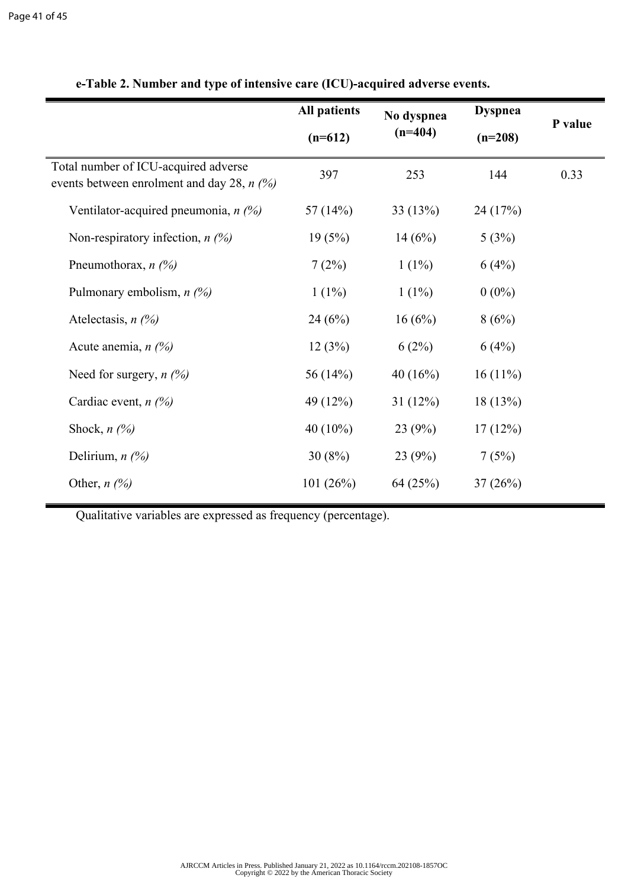**e-Table 2. Number and type of intensive care (ICU)-acquired adverse events.**

| | All patients (n=612) | No dyspnea (n=404) | Dyspnea (n=208) | P value |
|---|---|---|---|---|
| Total number of ICU-acquired adverse events between enrolment and day 28, *n (%)* | 397 | 253 | 144 | 0.33 |
| Ventilator-acquired pneumonia, *n (%)* | 57 (14%) | 33 (13%) | 24 (17%) | |
| Non-respiratory infection, *n (%)* | 19 (5%) | 14 (6%) | 5 (3%) | |
| Pneumothorax, *n (%)* | 7 (2%) | 1 (1%) | 6 (4%) | |
| Pulmonary embolism, *n (%)* | 1 (1%) | 1 (1%) | 0 (0%) | |
| Atelectasis, *n (%)* | 24 (6%) | 16 (6%) | 8 (6%) | |
| Acute anemia, *n (%)* | 12 (3%) | 6 (2%) | 6 (4%) | |
| Need for surgery, *n (%)* | 56 (14%) | 40 (16%) | 16 (11%) | |
| Cardiac event, *n (%)* | 49 (12%) | 31 (12%) | 18 (13%) | |
| Shock, *n (%)* | 40 (10%) | 23 (9%) | 17 (12%) | |
| Delirium, *n (%)* | 30 (8%) | 23 (9%) | 7 (5%) | |
| Other, *n (%)* | 101 (26%) | 64 (25%) | 37 (26%) | |

Qualitative variables are expressed as frequency (percentage).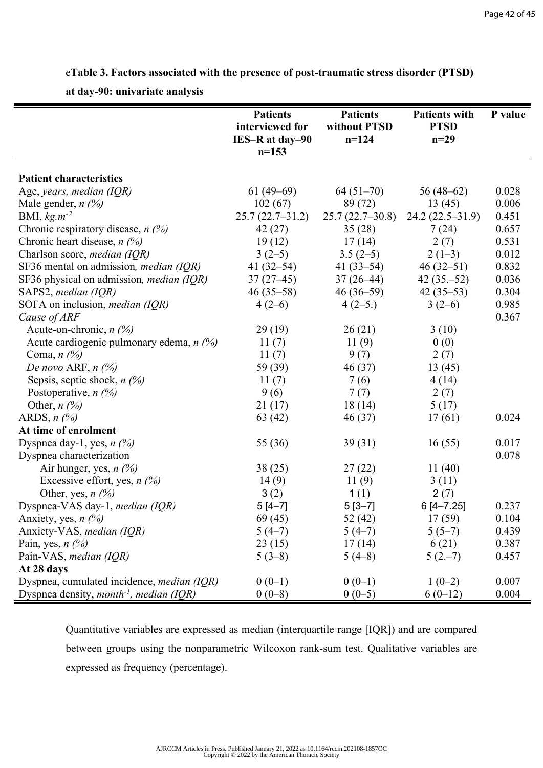e**Table 3. Factors associated with the presence of post-traumatic stress disorder (PTSD) at day-90: univariate analysis**

| | Patients interviewed for IES–R at day–90 n=153 | Patients without PTSD n=124 | Patients with PTSD n=29 | P value |
|---|---|---|---|---|
| **Patient characteristics** | | | | |
| Age, *years, median (IQR)* | 61 (49–69) | 64 (51–70) | 56 (48–62) | 0.028 |
| Male gender, *n (%)* | 102 (67) | 89 (72) | 13 (45) | 0.006 |
| BMI, *kg.m$^{-2}$* | 25.7 (22.7–31.2) | 25.7 (22.7–30.8) | 24.2 (22.5–31.9) | 0.451 |
| Chronic respiratory disease, *n (%)* | 42 (27) | 35 (28) | 7 (24) | 0.657 |
| Chronic heart disease, *n (%)* | 19 (12) | 17 (14) | 2 (7) | 0.531 |
| Charlson score, *median (IQR)* | 3 (2–5) | 3.5 (2–5) | 2 (1–3) | 0.012 |
| SF36 mental on admission, *median (IQR)* | 41 (32–54) | 41 (33–54) | 46 (32–51) | 0.832 |
| SF36 physical on admission, *median (IQR)* | 37 (27–45) | 37 (26–44) | 42 (35.–52) | 0.036 |
| SAPS2, *median (IQR)* | 46 (35–58) | 46 (36–59) | 42 (35–53) | 0.304 |
| SOFA on inclusion, *median (IQR)* | 4 (2–6) | 4 (2–5.) | 3 (2–6) | 0.985 |
| *Cause of ARF* | | | | 0.367 |
| Acute-on-chronic, *n (%)* | 29 (19) | 26 (21) | 3 (10) | |
| Acute cardiogenic pulmonary edema, *n (%)* | 11 (7) | 11 (9) | 0 (0) | |
| Coma, *n (%)* | 11 (7) | 9 (7) | 2 (7) | |
| *De novo* ARF, *n (%)* | 59 (39) | 46 (37) | 13 (45) | |
| Sepsis, septic shock, *n (%)* | 11 (7) | 7 (6) | 4 (14) | |
| Postoperative, *n (%)* | 9 (6) | 7 (7) | 2 (7) | |
| Other, *n (%)* | 21 (17) | 18 (14) | 5 (17) | |
| ARDS, *n (%)* | 63 (42) | 46 (37) | 17 (61) | 0.024 |
| **At time of enrolment** | | | | |
| Dyspnea day-1, yes, *n (%)* | 55 (36) | 39 (31) | 16 (55) | 0.017 |
| Dyspnea characterization | | | | 0.078 |
| Air hunger, yes, *n (%)* | 38 (25) | 27 (22) | 11 (40) | |
| Excessive effort, yes, *n (%)* | 14 (9) | 11 (9) | 3 (11) | |
| Other, yes, *n (%)* | 3 (2) | 1 (1) | 2 (7) | |
| Dyspnea-VAS day-1, *median (IQR)* | 5 [4–7] | 5 [3–7] | 6 [4–7.25] | 0.237 |
| Anxiety, yes, *n (%)* | 69 (45) | 52 (42) | 17 (59) | 0.104 |
| Anxiety-VAS, *median (IQR)* | 5 (4–7) | 5 (4–7) | 5 (5–7) | 0.439 |
| Pain, yes, *n (%)* | 23 (15) | 17 (14) | 6 (21) | 0.387 |
| Pain-VAS, *median (IQR)* | 5 (3–8) | 5 (4–8) | 5 (2.–7) | 0.457 |
| **At 28 days** | | | | |
| Dyspnea, cumulated incidence, *median (IQR)* | 0 (0–1) | 0 (0–1) | 1 (0–2) | 0.007 |
| Dyspnea density, *month$^{-1}$, median (IQR)* | 0 (0–8) | 0 (0–5) | 6 (0–12) | 0.004 |

Quantitative variables are expressed as median (interquartile range [IQR]) and are compared between groups using the nonparametric Wilcoxon rank-sum test. Qualitative variables are expressed as frequency (percentage).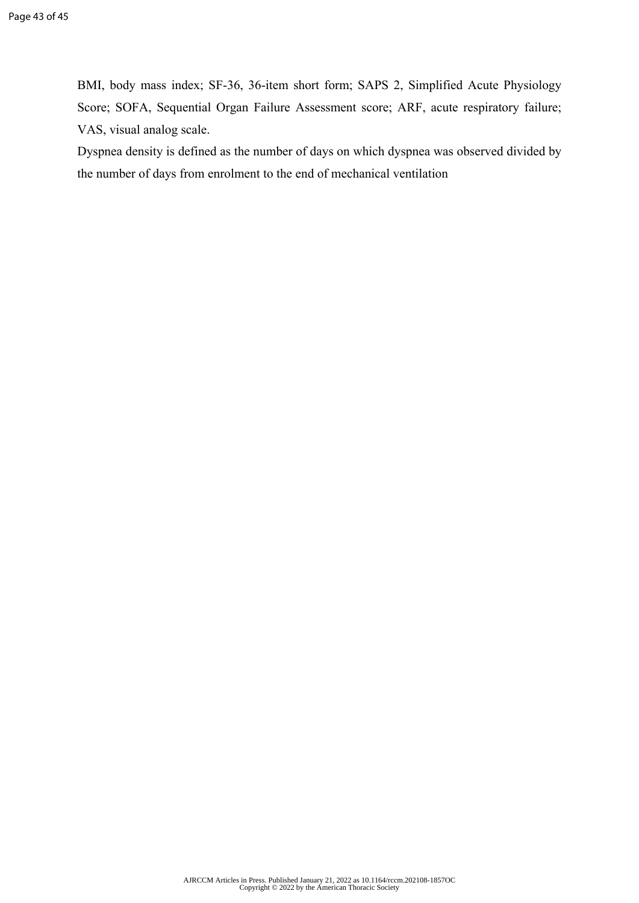BMI, body mass index; SF-36, 36-item short form; SAPS 2, Simplified Acute Physiology Score; SOFA, Sequential Organ Failure Assessment score; ARF, acute respiratory failure; VAS, visual analog scale.

Dyspnea density is defined as the number of days on which dyspnea was observed divided by the number of days from enrolment to the end of mechanical ventilation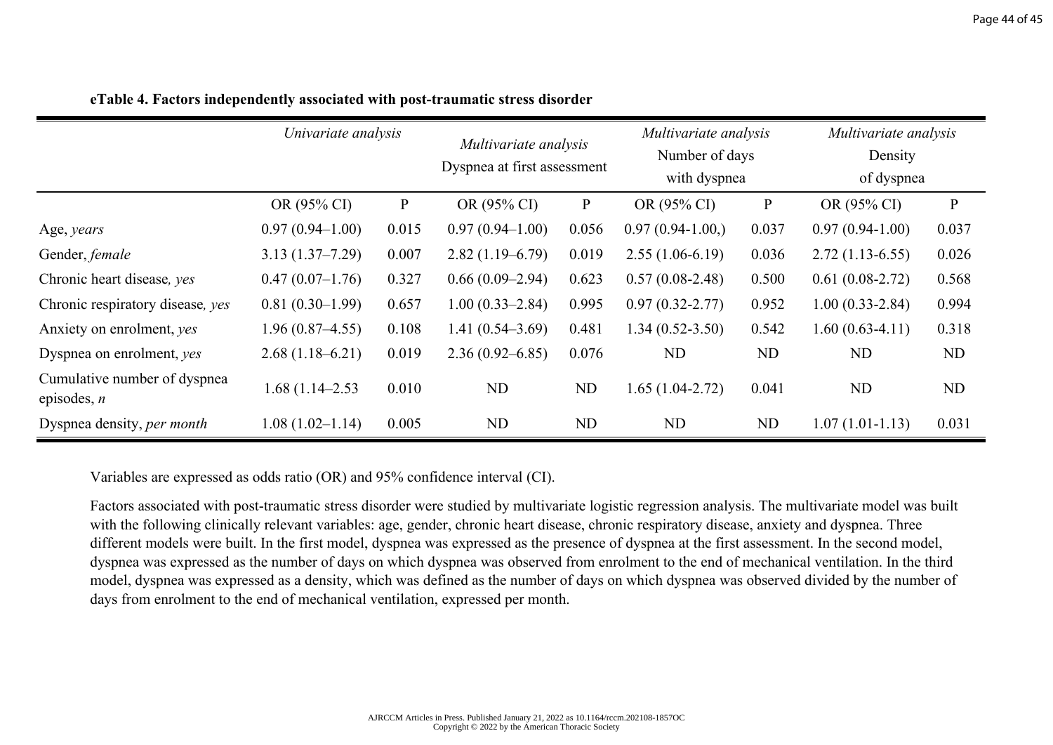**eTable 4. Factors independently associated with post-traumatic stress disorder**

| | *Univariate analysis* | | *Multivariate analysis* Dyspnea at first assessment | | *Multivariate analysis* Number of days with dyspnea | | *Multivariate analysis* Density of dyspnea | |
|---|---|---|---|---|---|---|---|---|
| | OR (95% CI) | P | OR (95% CI) | P | OR (95% CI) | P | OR (95% CI) | P |
| Age, *years* | 0.97 (0.94–1.00) | 0.015 | 0.97 (0.94–1.00) | 0.056 | 0.97 (0.94-1.00,) | 0.037 | 0.97 (0.94-1.00) | 0.037 |
| Gender, *female* | 3.13 (1.37–7.29) | 0.007 | 2.82 (1.19–6.79) | 0.019 | 2.55 (1.06-6.19) | 0.036 | 2.72 (1.13-6.55) | 0.026 |
| Chronic heart disease*, yes* | 0.47 (0.07–1.76) | 0.327 | 0.66 (0.09–2.94) | 0.623 | 0.57 (0.08-2.48) | 0.500 | 0.61 (0.08-2.72) | 0.568 |
| Chronic respiratory disease*, yes* | 0.81 (0.30–1.99) | 0.657 | 1.00 (0.33–2.84) | 0.995 | 0.97 (0.32-2.77) | 0.952 | 1.00 (0.33-2.84) | 0.994 |
| Anxiety on enrolment, *yes* | 1.96 (0.87–4.55) | 0.108 | 1.41 (0.54–3.69) | 0.481 | 1.34 (0.52-3.50) | 0.542 | 1.60 (0.63-4.11) | 0.318 |
| Dyspnea on enrolment, *yes* | 2.68 (1.18–6.21) | 0.019 | 2.36 (0.92–6.85) | 0.076 | ND | ND | ND | ND |
| Cumulative number of dyspnea episodes, *n* | 1.68 (1.14–2.53 | 0.010 | ND | ND | 1.65 (1.04-2.72) | 0.041 | ND | ND |
| Dyspnea density, *per month* | 1.08 (1.02–1.14) | 0.005 | ND | ND | ND | ND | 1.07 (1.01-1.13) | 0.031 |

Variables are expressed as odds ratio (OR) and 95% confidence interval (CI).

Factors associated with post-traumatic stress disorder were studied by multivariate logistic regression analysis. The multivariate model was built with the following clinically relevant variables: age, gender, chronic heart disease, chronic respiratory disease, anxiety and dyspnea. Three different models were built. In the first model, dyspnea was expressed as the presence of dyspnea at the first assessment. In the second model, dyspnea was expressed as the number of days on which dyspnea was observed from enrolment to the end of mechanical ventilation. In the third model, dyspnea was expressed as a density, which was defined as the number of days on which dyspnea was observed divided by the number of days from enrolment to the end of mechanical ventilation, expressed per month.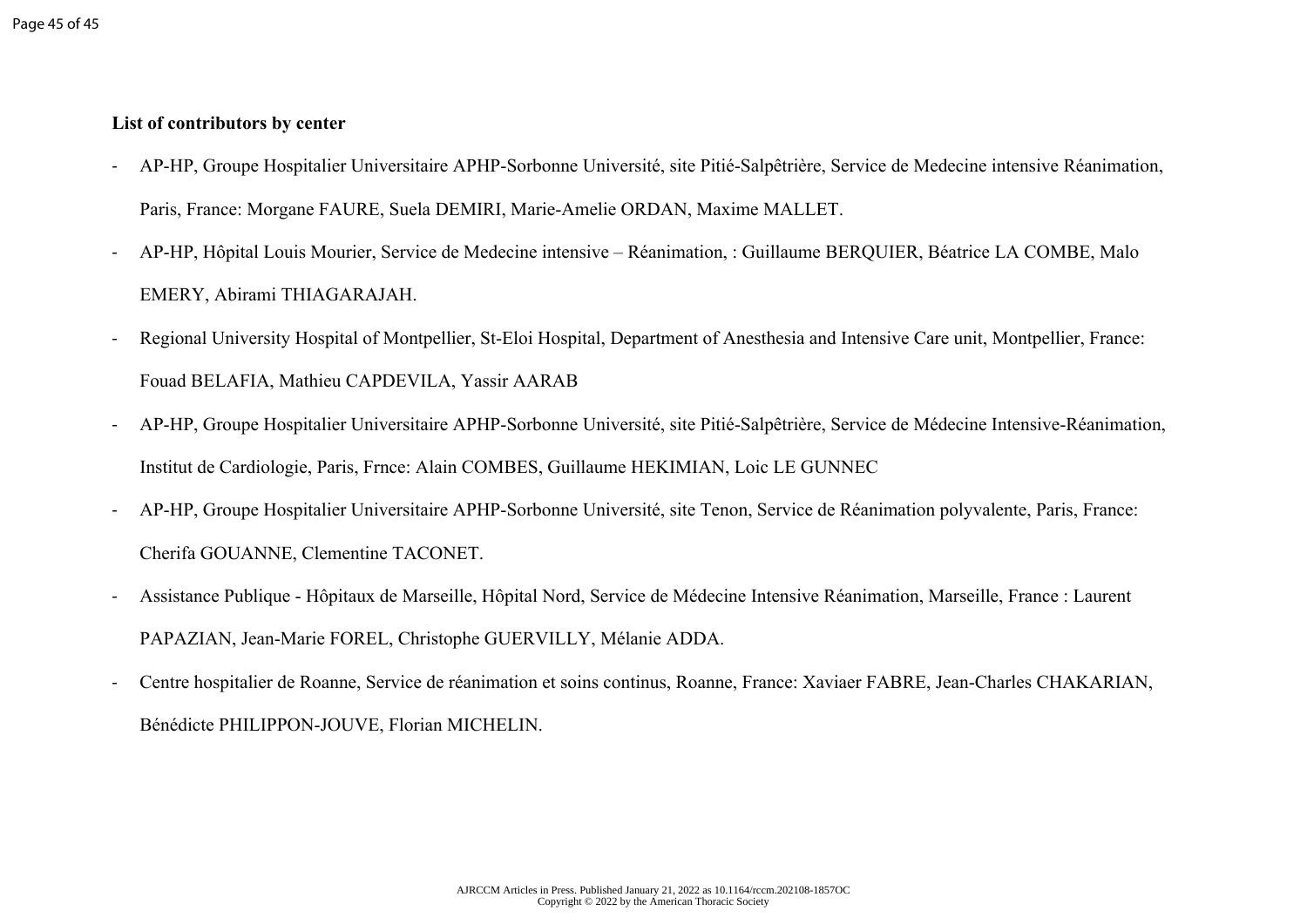**List of contributors by center**

- AP-HP, Groupe Hospitalier Universitaire APHP-Sorbonne Université, site Pitié-Salpêtrière, Service de Medecine intensive Réanimation, Paris, France: Morgane FAURE, Suela DEMIRI, Marie-Amelie ORDAN, Maxime MALLET.
- AP-HP, Hôpital Louis Mourier, Service de Medecine intensive – Réanimation, : Guillaume BERQUIER, Béatrice LA COMBE, Malo EMERY, Abirami THIAGARAJAH.
- Regional University Hospital of Montpellier, St-Eloi Hospital, Department of Anesthesia and Intensive Care unit, Montpellier, France: Fouad BELAFIA, Mathieu CAPDEVILA, Yassir AARAB
- AP-HP, Groupe Hospitalier Universitaire APHP-Sorbonne Université, site Pitié-Salpêtrière, Service de Médecine Intensive-Réanimation, Institut de Cardiologie, Paris, Frnce: Alain COMBES, Guillaume HEKIMIAN, Loic LE GUNNEC
- AP-HP, Groupe Hospitalier Universitaire APHP-Sorbonne Université, site Tenon, Service de Réanimation polyvalente, Paris, France: Cherifa GOUANNE, Clementine TACONET.
- Assistance Publique - Hôpitaux de Marseille, Hôpital Nord, Service de Médecine Intensive Réanimation, Marseille, France : Laurent PAPAZIAN, Jean-Marie FOREL, Christophe GUERVILLY, Mélanie ADDA.
- Centre hospitalier de Roanne, Service de réanimation et soins continus, Roanne, France: Xaviaer FABRE, Jean-Charles CHAKARIAN, Bénédicte PHILIPPON-JOUVE, Florian MICHELIN.